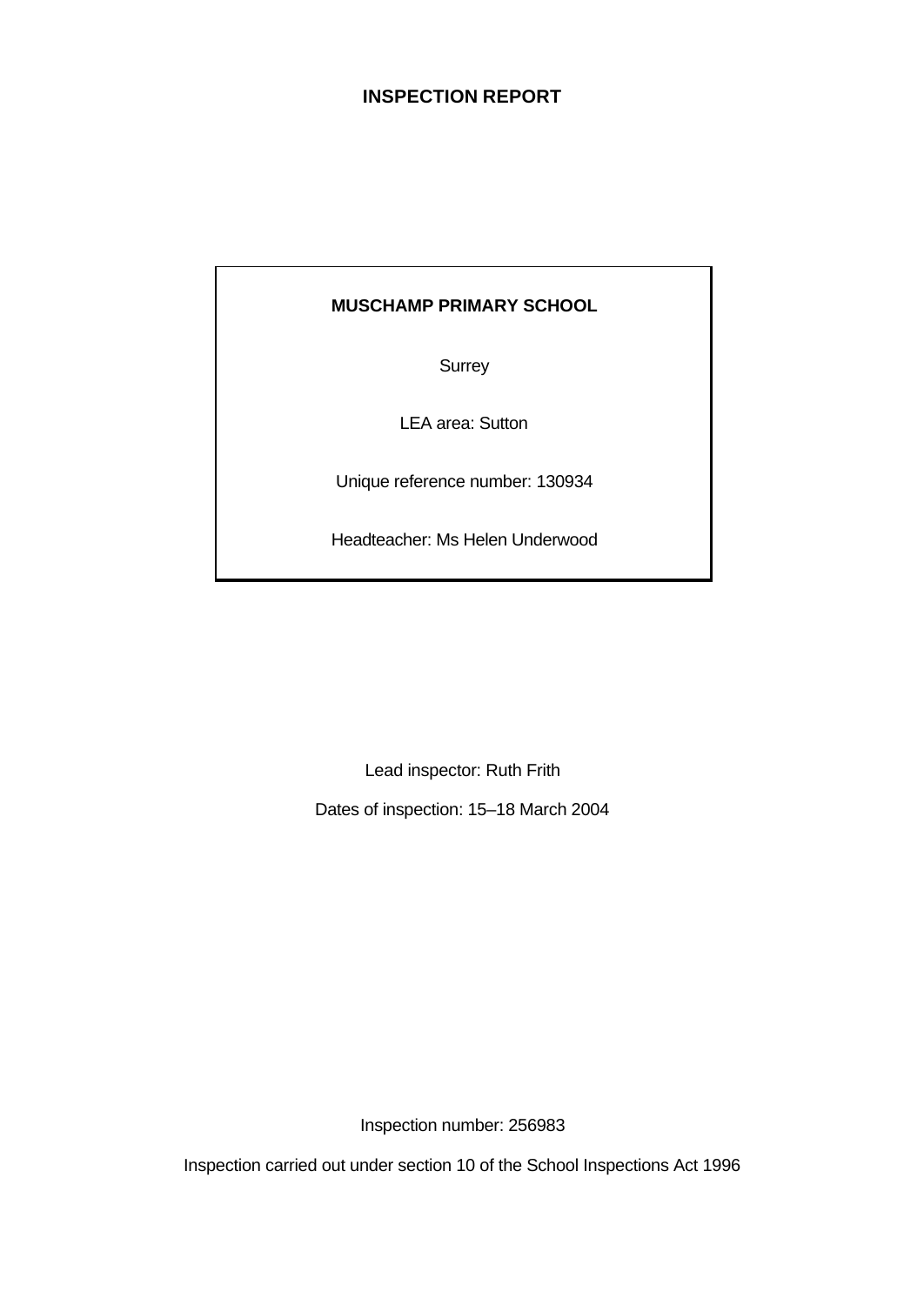# INSPECTION REPORT

**MUSCHAMP PRIMARY SCHOOL**

Surrey

LEA area: Sutton

Unique reference number: 130934

Headteacher: Ms Helen Underwood

Lead inspector: Ruth Frith

Dates of inspection: 15–18 March 2004

Inspection number: 256983

Inspection carried out under section 10 of the School Inspections Act 1996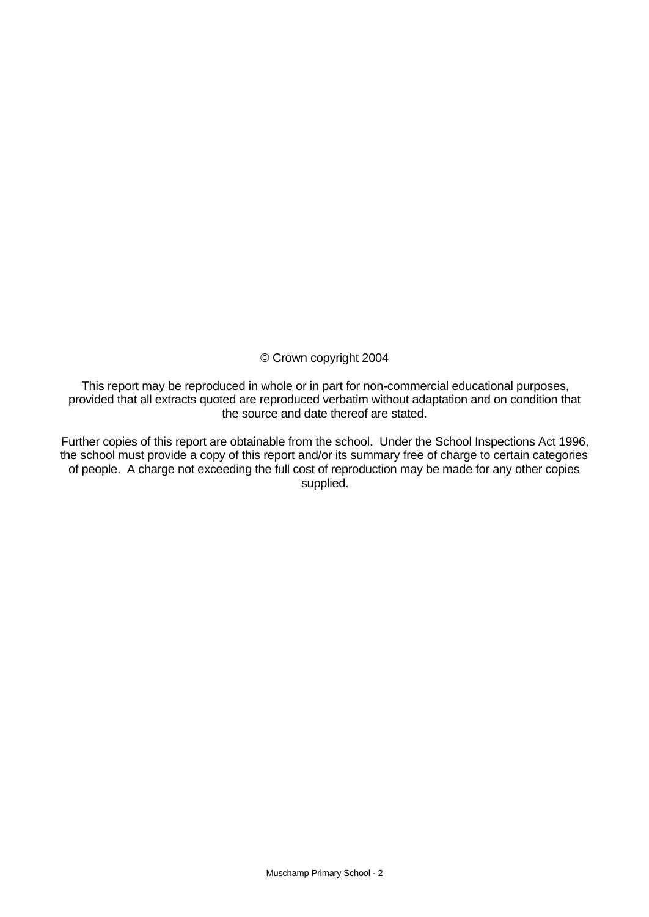© Crown copyright 2004

This report may be reproduced in whole or in part for non-commercial educational purposes, provided that all extracts quoted are reproduced verbatim without adaptation and on condition that the source and date thereof are stated.

Further copies of this report are obtainable from the school. Under the School Inspections Act 1996, the school must provide a copy of this report and/or its summary free of charge to certain categories of people. A charge not exceeding the full cost of reproduction may be made for any other copies supplied.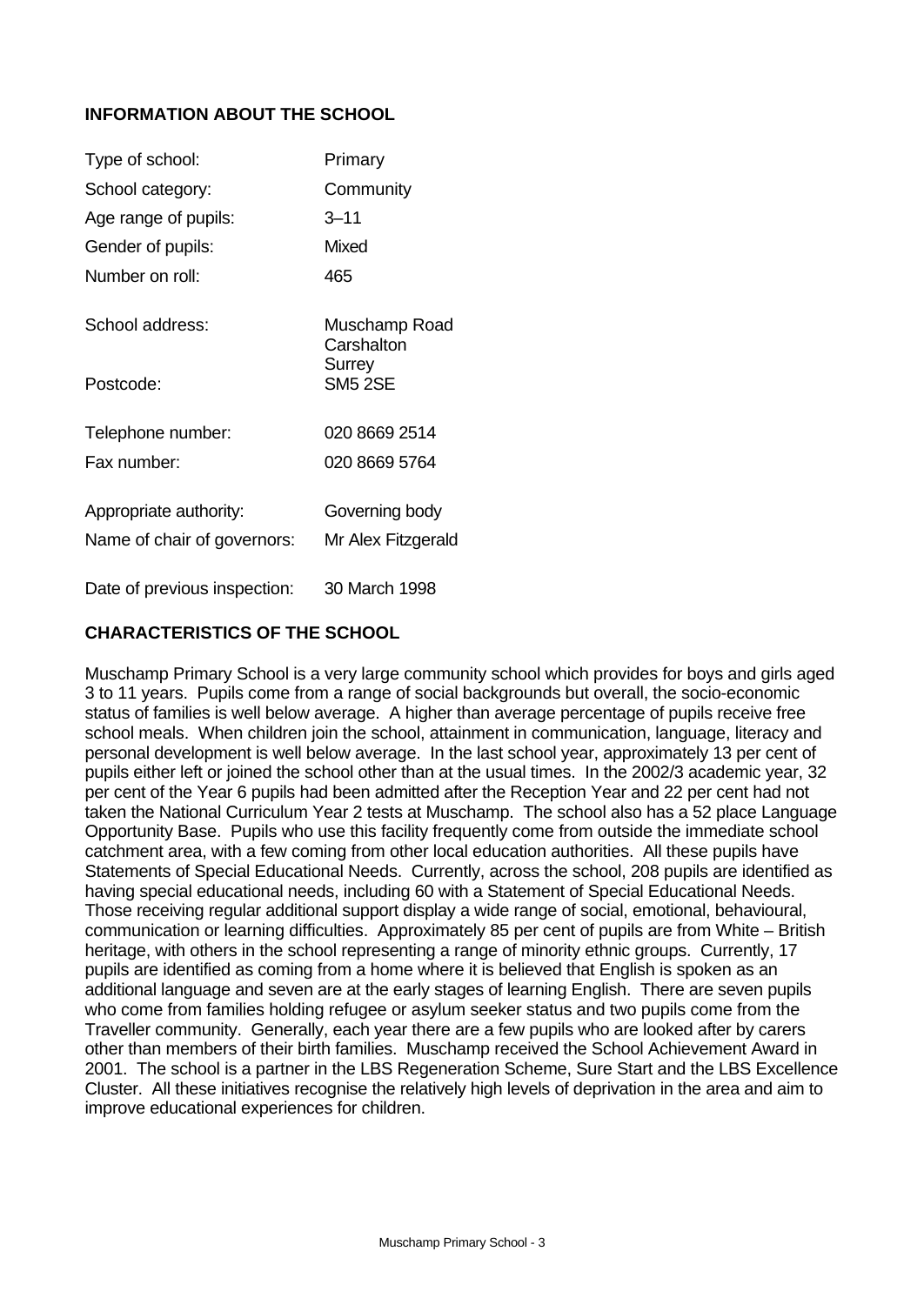## INFORMATION ABOUT THE SCHOOL

| | |
|---|---|
| Type of school: | Primary |
| School category: | Community |
| Age range of pupils: | 3–11 |
| Gender of pupils: | Mixed |
| Number on roll: | 465 |
| School address: | Muschamp Road<br>Carshalton<br>Surrey |
| Postcode: | SM5 2SE |
| Telephone number: | 020 8669 2514 |
| Fax number: | 020 8669 5764 |
| Appropriate authority: | Governing body |
| Name of chair of governors: | Mr Alex Fitzgerald |
| Date of previous inspection: | 30 March 1998 |

## CHARACTERISTICS OF THE SCHOOL

Muschamp Primary School is a very large community school which provides for boys and girls aged 3 to 11 years. Pupils come from a range of social backgrounds but overall, the socio-economic status of families is well below average. A higher than average percentage of pupils receive free school meals. When children join the school, attainment in communication, language, literacy and personal development is well below average. In the last school year, approximately 13 per cent of pupils either left or joined the school other than at the usual times. In the 2002/3 academic year, 32 per cent of the Year 6 pupils had been admitted after the Reception Year and 22 per cent had not taken the National Curriculum Year 2 tests at Muschamp. The school also has a 52 place Language Opportunity Base. Pupils who use this facility frequently come from outside the immediate school catchment area, with a few coming from other local education authorities. All these pupils have Statements of Special Educational Needs. Currently, across the school, 208 pupils are identified as having special educational needs, including 60 with a Statement of Special Educational Needs. Those receiving regular additional support display a wide range of social, emotional, behavioural, communication or learning difficulties. Approximately 85 per cent of pupils are from White – British heritage, with others in the school representing a range of minority ethnic groups. Currently, 17 pupils are identified as coming from a home where it is believed that English is spoken as an additional language and seven are at the early stages of learning English. There are seven pupils who come from families holding refugee or asylum seeker status and two pupils come from the Traveller community. Generally, each year there are a few pupils who are looked after by carers other than members of their birth families. Muschamp received the School Achievement Award in 2001. The school is a partner in the LBS Regeneration Scheme, Sure Start and the LBS Excellence Cluster. All these initiatives recognise the relatively high levels of deprivation in the area and aim to improve educational experiences for children.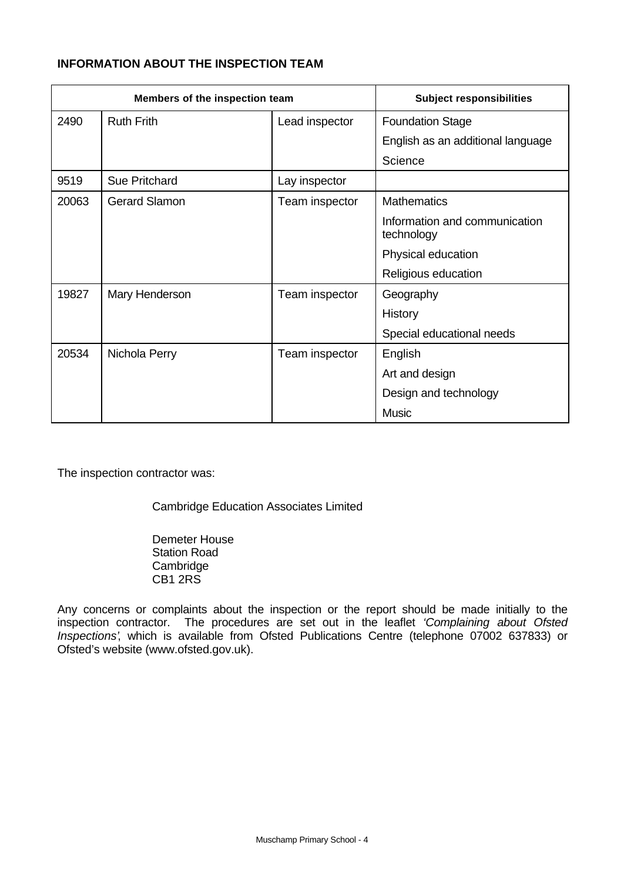**INFORMATION ABOUT THE INSPECTION TEAM**

| Members of the inspection team | | | Subject responsibilities |
|---|---|---|---|
| 2490 | Ruth Frith | Lead inspector | Foundation Stage<br>English as an additional language<br>Science |
| 9519 | Sue Pritchard | Lay inspector | |
| 20063 | Gerard Slamon | Team inspector | Mathematics<br>Information and communication technology<br>Physical education<br>Religious education |
| 19827 | Mary Henderson | Team inspector | Geography<br>History<br>Special educational needs |
| 20534 | Nichola Perry | Team inspector | English<br>Art and design<br>Design and technology<br>Music |

The inspection contractor was:

Cambridge Education Associates Limited

Demeter House
Station Road
Cambridge
CB1 2RS

Any concerns or complaints about the inspection or the report should be made initially to the inspection contractor. The procedures are set out in the leaflet *'Complaining about Ofsted Inspections'*, which is available from Ofsted Publications Centre (telephone 07002 637833) or Ofsted's website (www.ofsted.gov.uk).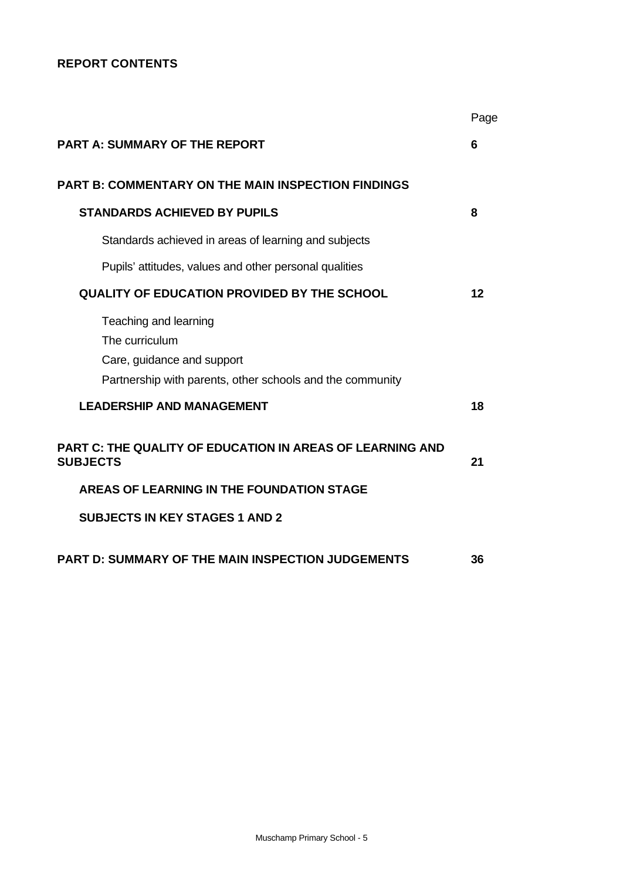## REPORT CONTENTS

| | Page |
|---|---|
| **PART A: SUMMARY OF THE REPORT** | **6** |
| **PART B: COMMENTARY ON THE MAIN INSPECTION FINDINGS** | |
| **STANDARDS ACHIEVED BY PUPILS** | **8** |
| Standards achieved in areas of learning and subjects | |
| Pupils' attitudes, values and other personal qualities | |
| **QUALITY OF EDUCATION PROVIDED BY THE SCHOOL** | **12** |
| Teaching and learning | |
| The curriculum | |
| Care, guidance and support | |
| Partnership with parents, other schools and the community | |
| **LEADERSHIP AND MANAGEMENT** | **18** |
| **PART C: THE QUALITY OF EDUCATION IN AREAS OF LEARNING AND SUBJECTS** | **21** |
| **AREAS OF LEARNING IN THE FOUNDATION STAGE** | |
| **SUBJECTS IN KEY STAGES 1 AND 2** | |
| **PART D: SUMMARY OF THE MAIN INSPECTION JUDGEMENTS** | **36** |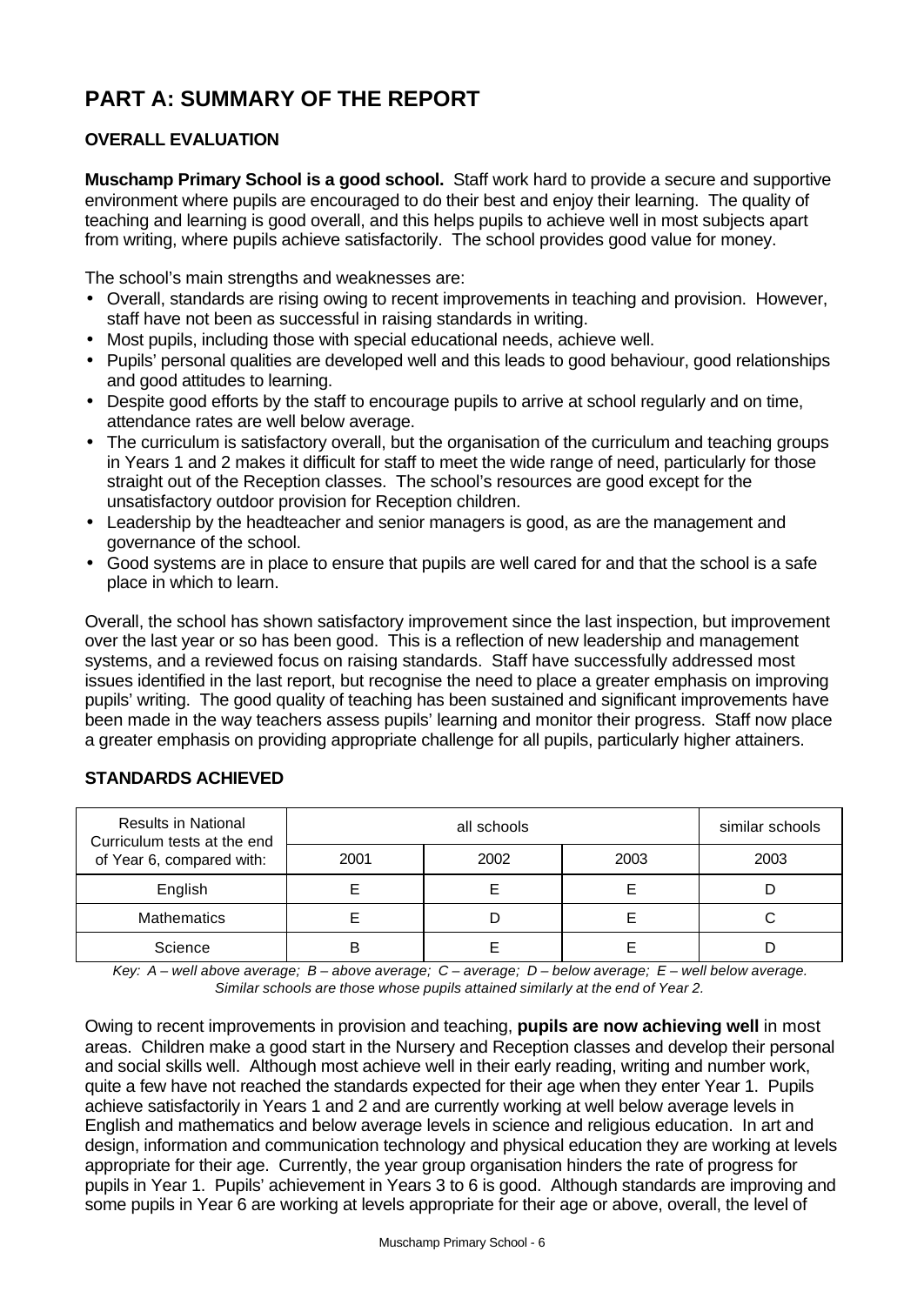# PART A: SUMMARY OF THE REPORT

## OVERALL EVALUATION

**Muschamp Primary School is a good school.** Staff work hard to provide a secure and supportive environment where pupils are encouraged to do their best and enjoy their learning. The quality of teaching and learning is good overall, and this helps pupils to achieve well in most subjects apart from writing, where pupils achieve satisfactorily. The school provides good value for money.

The school's main strengths and weaknesses are:

- Overall, standards are rising owing to recent improvements in teaching and provision. However, staff have not been as successful in raising standards in writing.
- Most pupils, including those with special educational needs, achieve well.
- Pupils' personal qualities are developed well and this leads to good behaviour, good relationships and good attitudes to learning.
- Despite good efforts by the staff to encourage pupils to arrive at school regularly and on time, attendance rates are well below average.
- The curriculum is satisfactory overall, but the organisation of the curriculum and teaching groups in Years 1 and 2 makes it difficult for staff to meet the wide range of need, particularly for those straight out of the Reception classes. The school's resources are good except for the unsatisfactory outdoor provision for Reception children.
- Leadership by the headteacher and senior managers is good, as are the management and governance of the school.
- Good systems are in place to ensure that pupils are well cared for and that the school is a safe place in which to learn.

Overall, the school has shown satisfactory improvement since the last inspection, but improvement over the last year or so has been good. This is a reflection of new leadership and management systems, and a reviewed focus on raising standards. Staff have successfully addressed most issues identified in the last report, but recognise the need to place a greater emphasis on improving pupils' writing. The good quality of teaching has been sustained and significant improvements have been made in the way teachers assess pupils' learning and monitor their progress. Staff now place a greater emphasis on providing appropriate challenge for all pupils, particularly higher attainers.

## STANDARDS ACHIEVED

| Results in National Curriculum tests at the end of Year 6, compared with: | all schools | | | similar schools |
|---|---|---|---|---|
| | 2001 | 2002 | 2003 | 2003 |
| English | E | E | E | D |
| Mathematics | E | D | E | C |
| Science | B | E | E | D |

*Key: A – well above average; B – above average; C – average; D – below average; E – well below average. Similar schools are those whose pupils attained similarly at the end of Year 2.*

Owing to recent improvements in provision and teaching, **pupils are now achieving well** in most areas. Children make a good start in the Nursery and Reception classes and develop their personal and social skills well. Although most achieve well in their early reading, writing and number work, quite a few have not reached the standards expected for their age when they enter Year 1. Pupils achieve satisfactorily in Years 1 and 2 and are currently working at well below average levels in English and mathematics and below average levels in science and religious education. In art and design, information and communication technology and physical education they are working at levels appropriate for their age. Currently, the year group organisation hinders the rate of progress for pupils in Year 1. Pupils' achievement in Years 3 to 6 is good. Although standards are improving and some pupils in Year 6 are working at levels appropriate for their age or above, overall, the level of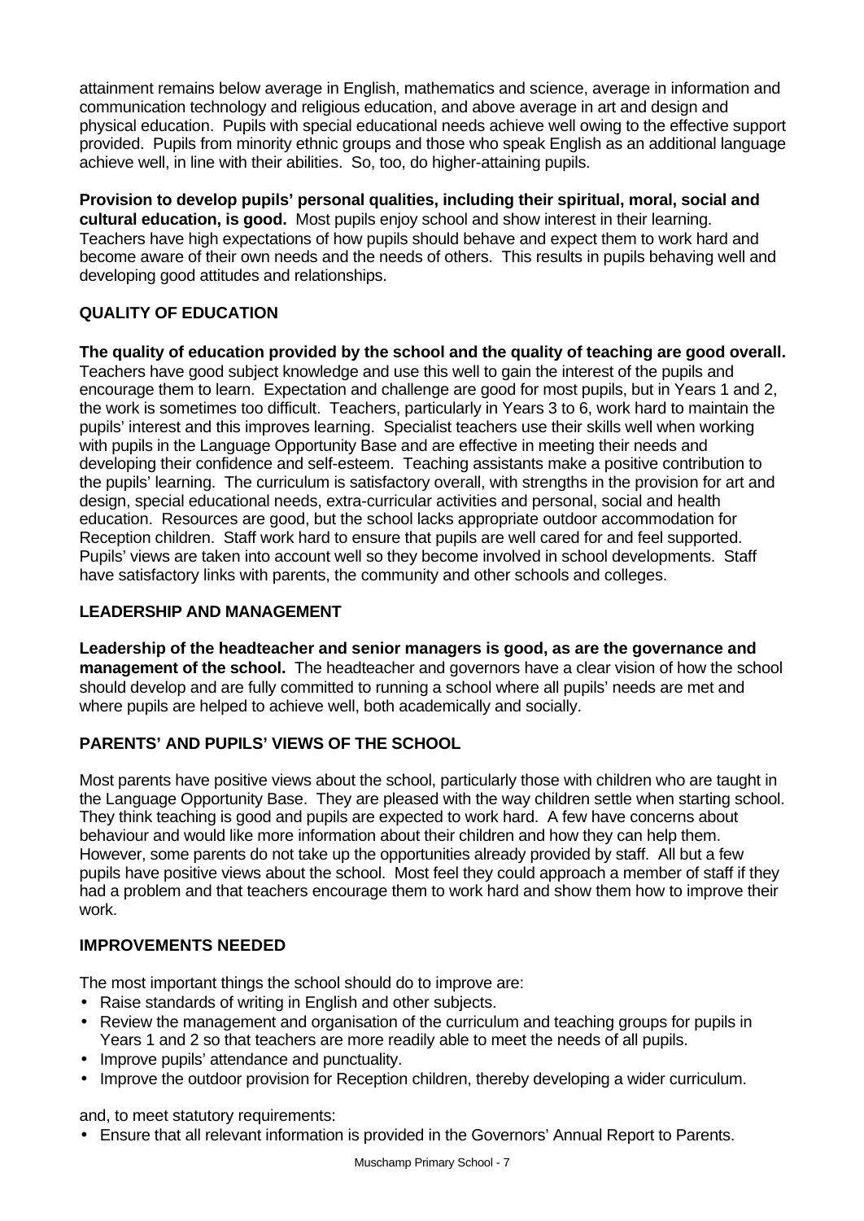attainment remains below average in English, mathematics and science, average in information and communication technology and religious education, and above average in art and design and physical education. Pupils with special educational needs achieve well owing to the effective support provided. Pupils from minority ethnic groups and those who speak English as an additional language achieve well, in line with their abilities. So, too, do higher-attaining pupils.

**Provision to develop pupils' personal qualities, including their spiritual, moral, social and cultural education, is good.** Most pupils enjoy school and show interest in their learning. Teachers have high expectations of how pupils should behave and expect them to work hard and become aware of their own needs and the needs of others. This results in pupils behaving well and developing good attitudes and relationships.

## QUALITY OF EDUCATION

**The quality of education provided by the school and the quality of teaching are good overall.** Teachers have good subject knowledge and use this well to gain the interest of the pupils and encourage them to learn. Expectation and challenge are good for most pupils, but in Years 1 and 2, the work is sometimes too difficult. Teachers, particularly in Years 3 to 6, work hard to maintain the pupils' interest and this improves learning. Specialist teachers use their skills well when working with pupils in the Language Opportunity Base and are effective in meeting their needs and developing their confidence and self-esteem. Teaching assistants make a positive contribution to the pupils' learning. The curriculum is satisfactory overall, with strengths in the provision for art and design, special educational needs, extra-curricular activities and personal, social and health education. Resources are good, but the school lacks appropriate outdoor accommodation for Reception children. Staff work hard to ensure that pupils are well cared for and feel supported. Pupils' views are taken into account well so they become involved in school developments. Staff have satisfactory links with parents, the community and other schools and colleges.

## LEADERSHIP AND MANAGEMENT

**Leadership of the headteacher and senior managers is good, as are the governance and management of the school.** The headteacher and governors have a clear vision of how the school should develop and are fully committed to running a school where all pupils' needs are met and where pupils are helped to achieve well, both academically and socially.

## PARENTS' AND PUPILS' VIEWS OF THE SCHOOL

Most parents have positive views about the school, particularly those with children who are taught in the Language Opportunity Base. They are pleased with the way children settle when starting school. They think teaching is good and pupils are expected to work hard. A few have concerns about behaviour and would like more information about their children and how they can help them. However, some parents do not take up the opportunities already provided by staff. All but a few pupils have positive views about the school. Most feel they could approach a member of staff if they had a problem and that teachers encourage them to work hard and show them how to improve their work.

## IMPROVEMENTS NEEDED

The most important things the school should do to improve are:

- Raise standards of writing in English and other subjects.
- Review the management and organisation of the curriculum and teaching groups for pupils in Years 1 and 2 so that teachers are more readily able to meet the needs of all pupils.
- Improve pupils' attendance and punctuality.
- Improve the outdoor provision for Reception children, thereby developing a wider curriculum.

and, to meet statutory requirements:

- Ensure that all relevant information is provided in the Governors' Annual Report to Parents.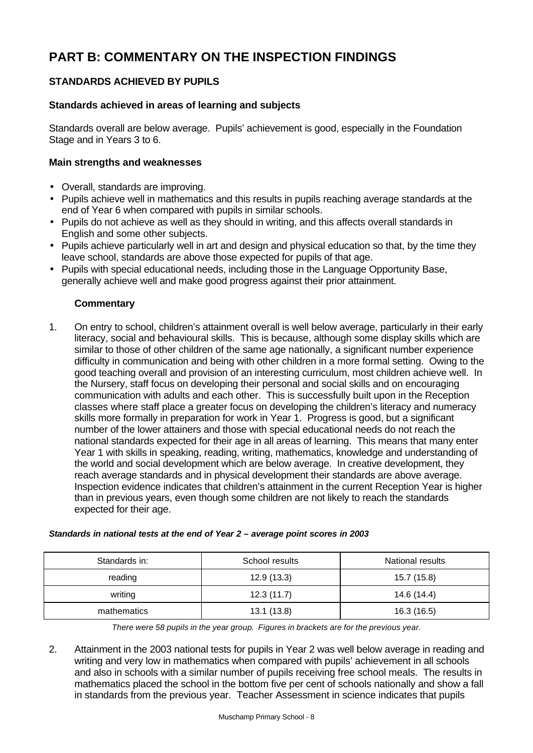# PART B: COMMENTARY ON THE INSPECTION FINDINGS

## STANDARDS ACHIEVED BY PUPILS

### Standards achieved in areas of learning and subjects

Standards overall are below average. Pupils' achievement is good, especially in the Foundation Stage and in Years 3 to 6.

### Main strengths and weaknesses

- Overall, standards are improving.
- Pupils achieve well in mathematics and this results in pupils reaching average standards at the end of Year 6 when compared with pupils in similar schools.
- Pupils do not achieve as well as they should in writing, and this affects overall standards in English and some other subjects.
- Pupils achieve particularly well in art and design and physical education so that, by the time they leave school, standards are above those expected for pupils of that age.
- Pupils with special educational needs, including those in the Language Opportunity Base, generally achieve well and make good progress against their prior attainment.

#### Commentary

1. On entry to school, children's attainment overall is well below average, particularly in their early literacy, social and behavioural skills. This is because, although some display skills which are similar to those of other children of the same age nationally, a significant number experience difficulty in communication and being with other children in a more formal setting. Owing to the good teaching overall and provision of an interesting curriculum, most children achieve well. In the Nursery, staff focus on developing their personal and social skills and on encouraging communication with adults and each other. This is successfully built upon in the Reception classes where staff place a greater focus on developing the children's literacy and numeracy skills more formally in preparation for work in Year 1. Progress is good, but a significant number of the lower attainers and those with special educational needs do not reach the national standards expected for their age in all areas of learning. This means that many enter Year 1 with skills in speaking, reading, writing, mathematics, knowledge and understanding of the world and social development which are below average. In creative development, they reach average standards and in physical development their standards are above average. Inspection evidence indicates that children's attainment in the current Reception Year is higher than in previous years, even though some children are not likely to reach the standards expected for their age.

***Standards in national tests at the end of Year 2 – average point scores in 2003***

| Standards in: | School results | National results |
|---|---|---|
| reading | 12.9 (13.3) | 15.7 (15.8) |
| writing | 12.3 (11.7) | 14.6 (14.4) |
| mathematics | 13.1 (13.8) | 16.3 (16.5) |

*There were 58 pupils in the year group. Figures in brackets are for the previous year.*

2. Attainment in the 2003 national tests for pupils in Year 2 was well below average in reading and writing and very low in mathematics when compared with pupils' achievement in all schools and also in schools with a similar number of pupils receiving free school meals. The results in mathematics placed the school in the bottom five per cent of schools nationally and show a fall in standards from the previous year. Teacher Assessment in science indicates that pupils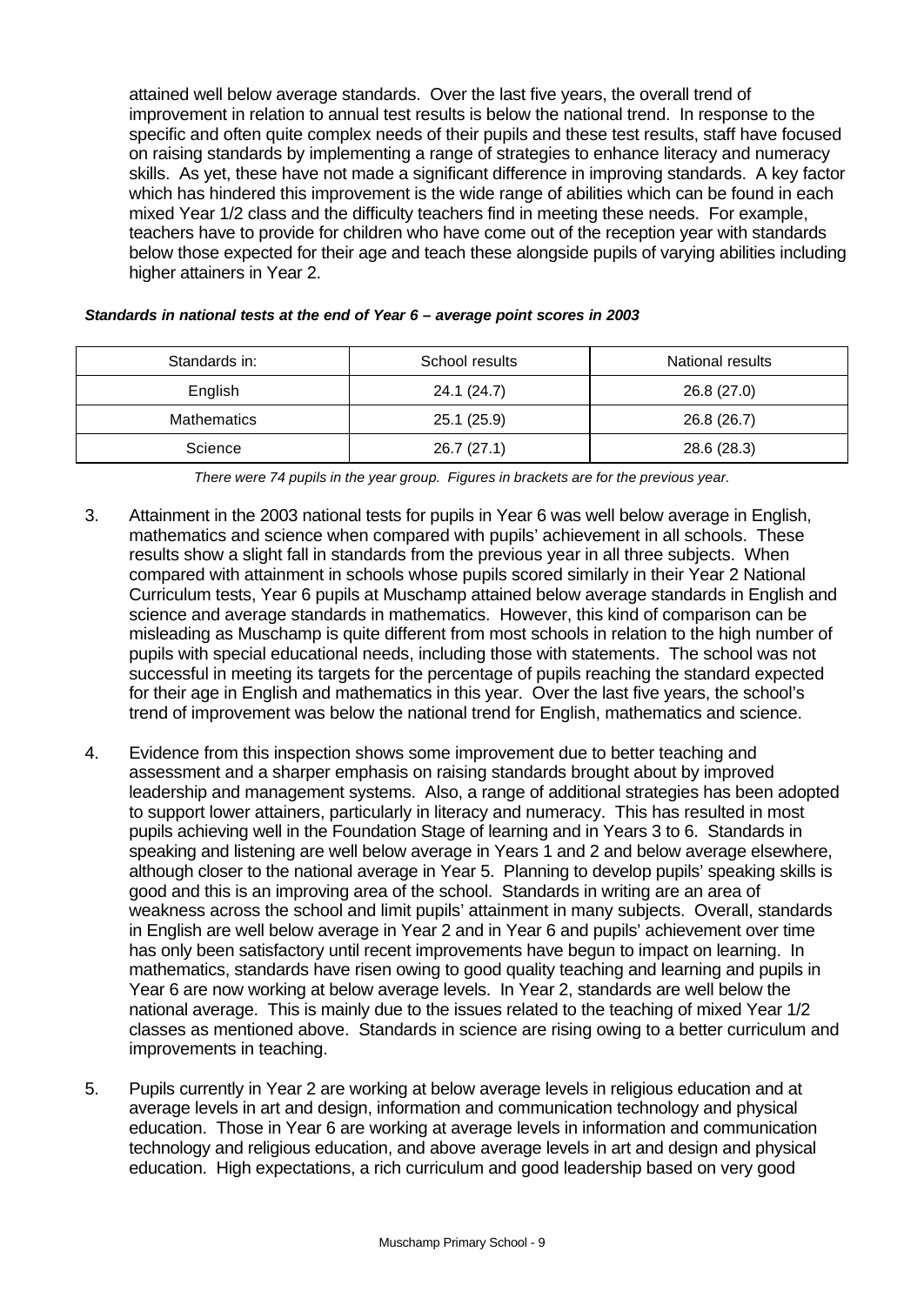attained well below average standards. Over the last five years, the overall trend of improvement in relation to annual test results is below the national trend. In response to the specific and often quite complex needs of their pupils and these test results, staff have focused on raising standards by implementing a range of strategies to enhance literacy and numeracy skills. As yet, these have not made a significant difference in improving standards. A key factor which has hindered this improvement is the wide range of abilities which can be found in each mixed Year 1/2 class and the difficulty teachers find in meeting these needs. For example, teachers have to provide for children who have come out of the reception year with standards below those expected for their age and teach these alongside pupils of varying abilities including higher attainers in Year 2.

***Standards in national tests at the end of Year 6 – average point scores in 2003***

| Standards in: | School results | National results |
|---|---|---|
| English | 24.1 (24.7) | 26.8 (27.0) |
| Mathematics | 25.1 (25.9) | 26.8 (26.7) |
| Science | 26.7 (27.1) | 28.6 (28.3) |

*There were 74 pupils in the year group. Figures in brackets are for the previous year.*

3. Attainment in the 2003 national tests for pupils in Year 6 was well below average in English, mathematics and science when compared with pupils' achievement in all schools. These results show a slight fall in standards from the previous year in all three subjects. When compared with attainment in schools whose pupils scored similarly in their Year 2 National Curriculum tests, Year 6 pupils at Muschamp attained below average standards in English and science and average standards in mathematics. However, this kind of comparison can be misleading as Muschamp is quite different from most schools in relation to the high number of pupils with special educational needs, including those with statements. The school was not successful in meeting its targets for the percentage of pupils reaching the standard expected for their age in English and mathematics in this year. Over the last five years, the school's trend of improvement was below the national trend for English, mathematics and science.

4. Evidence from this inspection shows some improvement due to better teaching and assessment and a sharper emphasis on raising standards brought about by improved leadership and management systems. Also, a range of additional strategies has been adopted to support lower attainers, particularly in literacy and numeracy. This has resulted in most pupils achieving well in the Foundation Stage of learning and in Years 3 to 6. Standards in speaking and listening are well below average in Years 1 and 2 and below average elsewhere, although closer to the national average in Year 5. Planning to develop pupils' speaking skills is good and this is an improving area of the school. Standards in writing are an area of weakness across the school and limit pupils' attainment in many subjects. Overall, standards in English are well below average in Year 2 and in Year 6 and pupils' achievement over time has only been satisfactory until recent improvements have begun to impact on learning. In mathematics, standards have risen owing to good quality teaching and learning and pupils in Year 6 are now working at below average levels. In Year 2, standards are well below the national average. This is mainly due to the issues related to the teaching of mixed Year 1/2 classes as mentioned above. Standards in science are rising owing to a better curriculum and improvements in teaching.

5. Pupils currently in Year 2 are working at below average levels in religious education and at average levels in art and design, information and communication technology and physical education. Those in Year 6 are working at average levels in information and communication technology and religious education, and above average levels in art and design and physical education. High expectations, a rich curriculum and good leadership based on very good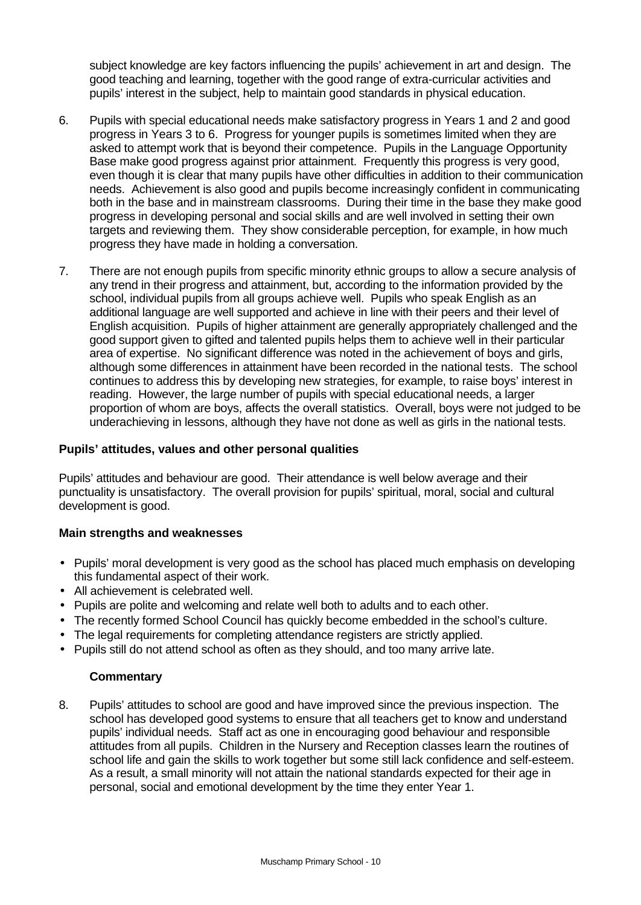subject knowledge are key factors influencing the pupils' achievement in art and design. The good teaching and learning, together with the good range of extra-curricular activities and pupils' interest in the subject, help to maintain good standards in physical education.

6. Pupils with special educational needs make satisfactory progress in Years 1 and 2 and good progress in Years 3 to 6. Progress for younger pupils is sometimes limited when they are asked to attempt work that is beyond their competence. Pupils in the Language Opportunity Base make good progress against prior attainment. Frequently this progress is very good, even though it is clear that many pupils have other difficulties in addition to their communication needs. Achievement is also good and pupils become increasingly confident in communicating both in the base and in mainstream classrooms. During their time in the base they make good progress in developing personal and social skills and are well involved in setting their own targets and reviewing them. They show considerable perception, for example, in how much progress they have made in holding a conversation.

7. There are not enough pupils from specific minority ethnic groups to allow a secure analysis of any trend in their progress and attainment, but, according to the information provided by the school, individual pupils from all groups achieve well. Pupils who speak English as an additional language are well supported and achieve in line with their peers and their level of English acquisition. Pupils of higher attainment are generally appropriately challenged and the good support given to gifted and talented pupils helps them to achieve well in their particular area of expertise. No significant difference was noted in the achievement of boys and girls, although some differences in attainment have been recorded in the national tests. The school continues to address this by developing new strategies, for example, to raise boys' interest in reading. However, the large number of pupils with special educational needs, a larger proportion of whom are boys, affects the overall statistics. Overall, boys were not judged to be underachieving in lessons, although they have not done as well as girls in the national tests.

### Pupils' attitudes, values and other personal qualities

Pupils' attitudes and behaviour are good. Their attendance is well below average and their punctuality is unsatisfactory. The overall provision for pupils' spiritual, moral, social and cultural development is good.

#### Main strengths and weaknesses

- Pupils' moral development is very good as the school has placed much emphasis on developing this fundamental aspect of their work.
- All achievement is celebrated well.
- Pupils are polite and welcoming and relate well both to adults and to each other.
- The recently formed School Council has quickly become embedded in the school's culture.
- The legal requirements for completing attendance registers are strictly applied.
- Pupils still do not attend school as often as they should, and too many arrive late.

#### Commentary

8. Pupils' attitudes to school are good and have improved since the previous inspection. The school has developed good systems to ensure that all teachers get to know and understand pupils' individual needs. Staff act as one in encouraging good behaviour and responsible attitudes from all pupils. Children in the Nursery and Reception classes learn the routines of school life and gain the skills to work together but some still lack confidence and self-esteem. As a result, a small minority will not attain the national standards expected for their age in personal, social and emotional development by the time they enter Year 1.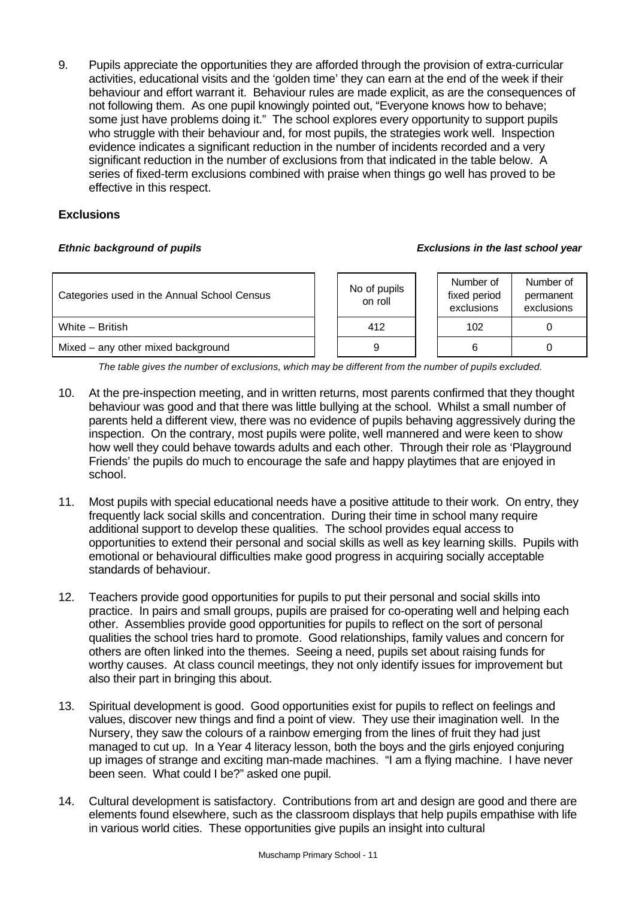9. Pupils appreciate the opportunities they are afforded through the provision of extra-curricular activities, educational visits and the 'golden time' they can earn at the end of the week if their behaviour and effort warrant it. Behaviour rules are made explicit, as are the consequences of not following them. As one pupil knowingly pointed out, "Everyone knows how to behave; some just have problems doing it." The school explores every opportunity to support pupils who struggle with their behaviour and, for most pupils, the strategies work well. Inspection evidence indicates a significant reduction in the number of incidents recorded and a very significant reduction in the number of exclusions from that indicated in the table below. A series of fixed-term exclusions combined with praise when things go well has proved to be effective in this respect.

**Exclusions**

***Ethnic background of pupils*** ***Exclusions in the last school year***

| Categories used in the Annual School Census | No of pupils on roll | Number of fixed period exclusions | Number of permanent exclusions |
|---|---|---|---|
| White – British | 412 | 102 | 0 |
| Mixed – any other mixed background | 9 | 6 | 0 |

*The table gives the number of exclusions, which may be different from the number of pupils excluded.*

10. At the pre-inspection meeting, and in written returns, most parents confirmed that they thought behaviour was good and that there was little bullying at the school. Whilst a small number of parents held a different view, there was no evidence of pupils behaving aggressively during the inspection. On the contrary, most pupils were polite, well mannered and were keen to show how well they could behave towards adults and each other. Through their role as 'Playground Friends' the pupils do much to encourage the safe and happy playtimes that are enjoyed in school.

11. Most pupils with special educational needs have a positive attitude to their work. On entry, they frequently lack social skills and concentration. During their time in school many require additional support to develop these qualities. The school provides equal access to opportunities to extend their personal and social skills as well as key learning skills. Pupils with emotional or behavioural difficulties make good progress in acquiring socially acceptable standards of behaviour.

12. Teachers provide good opportunities for pupils to put their personal and social skills into practice. In pairs and small groups, pupils are praised for co-operating well and helping each other. Assemblies provide good opportunities for pupils to reflect on the sort of personal qualities the school tries hard to promote. Good relationships, family values and concern for others are often linked into the themes. Seeing a need, pupils set about raising funds for worthy causes. At class council meetings, they not only identify issues for improvement but also their part in bringing this about.

13. Spiritual development is good. Good opportunities exist for pupils to reflect on feelings and values, discover new things and find a point of view. They use their imagination well. In the Nursery, they saw the colours of a rainbow emerging from the lines of fruit they had just managed to cut up. In a Year 4 literacy lesson, both the boys and the girls enjoyed conjuring up images of strange and exciting man-made machines. "I am a flying machine. I have never been seen. What could I be?" asked one pupil.

14. Cultural development is satisfactory. Contributions from art and design are good and there are elements found elsewhere, such as the classroom displays that help pupils empathise with life in various world cities. These opportunities give pupils an insight into cultural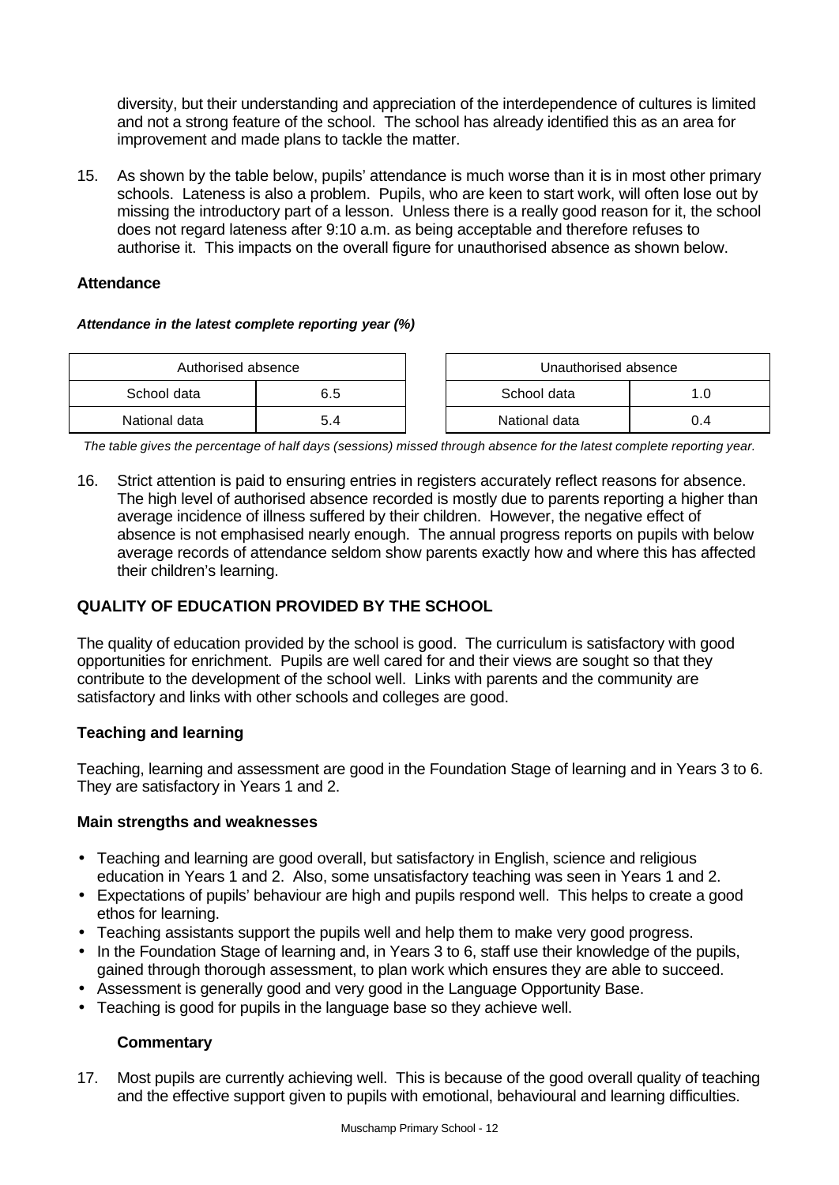diversity, but their understanding and appreciation of the interdependence of cultures is limited and not a strong feature of the school. The school has already identified this as an area for improvement and made plans to tackle the matter.

15. As shown by the table below, pupils' attendance is much worse than it is in most other primary schools. Lateness is also a problem. Pupils, who are keen to start work, will often lose out by missing the introductory part of a lesson. Unless there is a really good reason for it, the school does not regard lateness after 9:10 a.m. as being acceptable and therefore refuses to authorise it. This impacts on the overall figure for unauthorised absence as shown below.

### Attendance

***Attendance in the latest complete reporting year (%)***

| Authorised absence | | | Unauthorised absence | |
|---|---|---|---|---|
| School data | 6.5 | | School data | 1.0 |
| National data | 5.4 | | National data | 0.4 |

*The table gives the percentage of half days (sessions) missed through absence for the latest complete reporting year.*

16. Strict attention is paid to ensuring entries in registers accurately reflect reasons for absence. The high level of authorised absence recorded is mostly due to parents reporting a higher than average incidence of illness suffered by their children. However, the negative effect of absence is not emphasised nearly enough. The annual progress reports on pupils with below average records of attendance seldom show parents exactly how and where this has affected their children's learning.

## QUALITY OF EDUCATION PROVIDED BY THE SCHOOL

The quality of education provided by the school is good. The curriculum is satisfactory with good opportunities for enrichment. Pupils are well cared for and their views are sought so that they contribute to the development of the school well. Links with parents and the community are satisfactory and links with other schools and colleges are good.

### Teaching and learning

Teaching, learning and assessment are good in the Foundation Stage of learning and in Years 3 to 6. They are satisfactory in Years 1 and 2.

### Main strengths and weaknesses

- Teaching and learning are good overall, but satisfactory in English, science and religious education in Years 1 and 2. Also, some unsatisfactory teaching was seen in Years 1 and 2.
- Expectations of pupils' behaviour are high and pupils respond well. This helps to create a good ethos for learning.
- Teaching assistants support the pupils well and help them to make very good progress.
- In the Foundation Stage of learning and, in Years 3 to 6, staff use their knowledge of the pupils, gained through thorough assessment, to plan work which ensures they are able to succeed.
- Assessment is generally good and very good in the Language Opportunity Base.
- Teaching is good for pupils in the language base so they achieve well.

#### Commentary

17. Most pupils are currently achieving well. This is because of the good overall quality of teaching and the effective support given to pupils with emotional, behavioural and learning difficulties.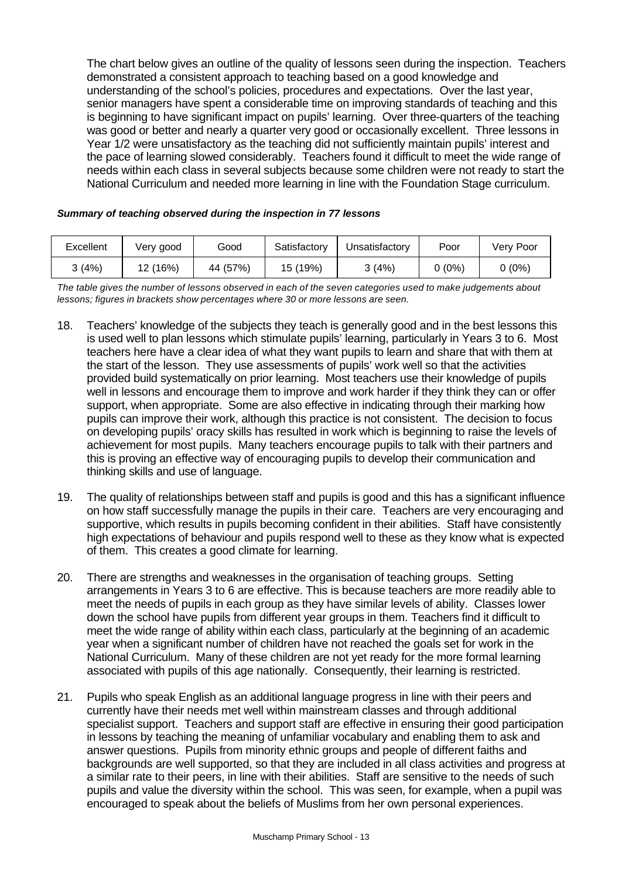The chart below gives an outline of the quality of lessons seen during the inspection. Teachers demonstrated a consistent approach to teaching based on a good knowledge and understanding of the school's policies, procedures and expectations. Over the last year, senior managers have spent a considerable time on improving standards of teaching and this is beginning to have significant impact on pupils' learning. Over three-quarters of the teaching was good or better and nearly a quarter very good or occasionally excellent. Three lessons in Year 1/2 were unsatisfactory as the teaching did not sufficiently maintain pupils' interest and the pace of learning slowed considerably. Teachers found it difficult to meet the wide range of needs within each class in several subjects because some children were not ready to start the National Curriculum and needed more learning in line with the Foundation Stage curriculum.

***Summary of teaching observed during the inspection in 77 lessons***

| Excellent | Very good | Good | Satisfactory | Unsatisfactory | Poor | Very Poor |
|---|---|---|---|---|---|---|
| 3 (4%) | 12 (16%) | 44 (57%) | 15 (19%) | 3 (4%) | 0 (0%) | 0 (0%) |

*The table gives the number of lessons observed in each of the seven categories used to make judgements about lessons; figures in brackets show percentages where 30 or more lessons are seen.*

18. Teachers' knowledge of the subjects they teach is generally good and in the best lessons this is used well to plan lessons which stimulate pupils' learning, particularly in Years 3 to 6. Most teachers here have a clear idea of what they want pupils to learn and share that with them at the start of the lesson. They use assessments of pupils' work well so that the activities provided build systematically on prior learning. Most teachers use their knowledge of pupils well in lessons and encourage them to improve and work harder if they think they can or offer support, when appropriate. Some are also effective in indicating through their marking how pupils can improve their work, although this practice is not consistent. The decision to focus on developing pupils' oracy skills has resulted in work which is beginning to raise the levels of achievement for most pupils. Many teachers encourage pupils to talk with their partners and this is proving an effective way of encouraging pupils to develop their communication and thinking skills and use of language.

19. The quality of relationships between staff and pupils is good and this has a significant influence on how staff successfully manage the pupils in their care. Teachers are very encouraging and supportive, which results in pupils becoming confident in their abilities. Staff have consistently high expectations of behaviour and pupils respond well to these as they know what is expected of them. This creates a good climate for learning.

20. There are strengths and weaknesses in the organisation of teaching groups. Setting arrangements in Years 3 to 6 are effective. This is because teachers are more readily able to meet the needs of pupils in each group as they have similar levels of ability. Classes lower down the school have pupils from different year groups in them. Teachers find it difficult to meet the wide range of ability within each class, particularly at the beginning of an academic year when a significant number of children have not reached the goals set for work in the National Curriculum. Many of these children are not yet ready for the more formal learning associated with pupils of this age nationally. Consequently, their learning is restricted.

21. Pupils who speak English as an additional language progress in line with their peers and currently have their needs met well within mainstream classes and through additional specialist support. Teachers and support staff are effective in ensuring their good participation in lessons by teaching the meaning of unfamiliar vocabulary and enabling them to ask and answer questions. Pupils from minority ethnic groups and people of different faiths and backgrounds are well supported, so that they are included in all class activities and progress at a similar rate to their peers, in line with their abilities. Staff are sensitive to the needs of such pupils and value the diversity within the school. This was seen, for example, when a pupil was encouraged to speak about the beliefs of Muslims from her own personal experiences.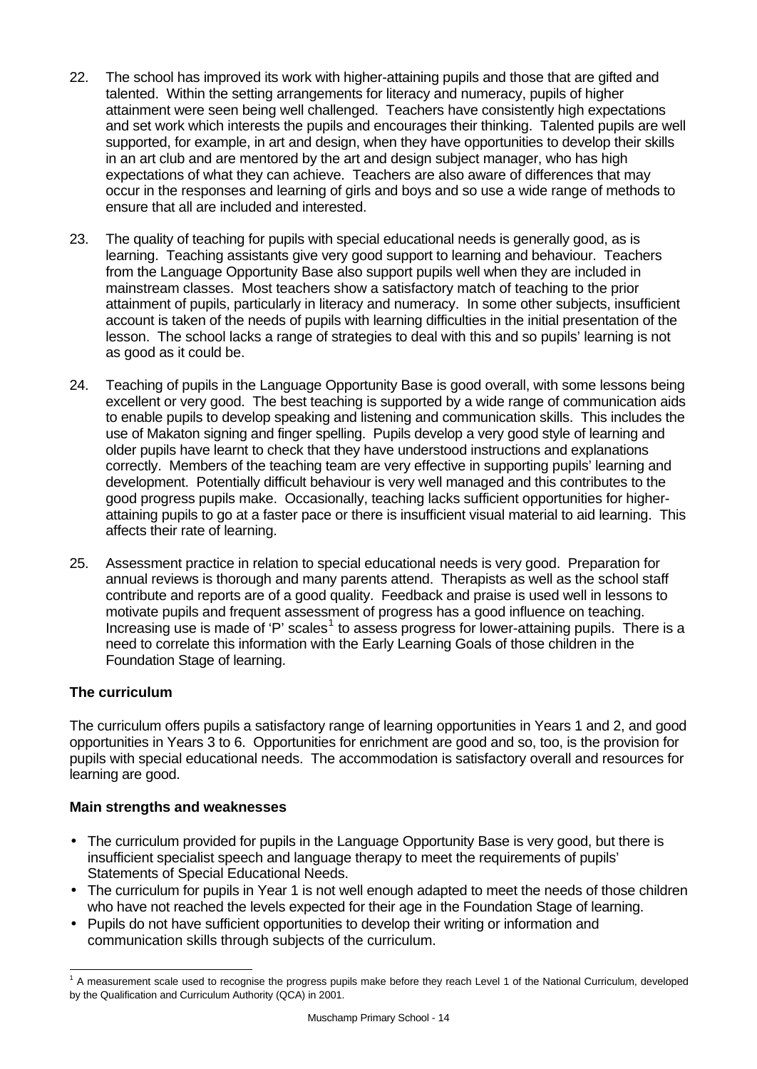22. The school has improved its work with higher-attaining pupils and those that are gifted and talented. Within the setting arrangements for literacy and numeracy, pupils of higher attainment were seen being well challenged. Teachers have consistently high expectations and set work which interests the pupils and encourages their thinking. Talented pupils are well supported, for example, in art and design, when they have opportunities to develop their skills in an art club and are mentored by the art and design subject manager, who has high expectations of what they can achieve. Teachers are also aware of differences that may occur in the responses and learning of girls and boys and so use a wide range of methods to ensure that all are included and interested.

23. The quality of teaching for pupils with special educational needs is generally good, as is learning. Teaching assistants give very good support to learning and behaviour. Teachers from the Language Opportunity Base also support pupils well when they are included in mainstream classes. Most teachers show a satisfactory match of teaching to the prior attainment of pupils, particularly in literacy and numeracy. In some other subjects, insufficient account is taken of the needs of pupils with learning difficulties in the initial presentation of the lesson. The school lacks a range of strategies to deal with this and so pupils' learning is not as good as it could be.

24. Teaching of pupils in the Language Opportunity Base is good overall, with some lessons being excellent or very good. The best teaching is supported by a wide range of communication aids to enable pupils to develop speaking and listening and communication skills. This includes the use of Makaton signing and finger spelling. Pupils develop a very good style of learning and older pupils have learnt to check that they have understood instructions and explanations correctly. Members of the teaching team are very effective in supporting pupils' learning and development. Potentially difficult behaviour is very well managed and this contributes to the good progress pupils make. Occasionally, teaching lacks sufficient opportunities for higher-attaining pupils to go at a faster pace or there is insufficient visual material to aid learning. This affects their rate of learning.

25. Assessment practice in relation to special educational needs is very good. Preparation for annual reviews is thorough and many parents attend. Therapists as well as the school staff contribute and reports are of a good quality. Feedback and praise is used well in lessons to motivate pupils and frequent assessment of progress has a good influence on teaching. Increasing use is made of 'P' scales[1] to assess progress for lower-attaining pupils. There is a need to correlate this information with the Early Learning Goals of those children in the Foundation Stage of learning.

### The curriculum

The curriculum offers pupils a satisfactory range of learning opportunities in Years 1 and 2, and good opportunities in Years 3 to 6. Opportunities for enrichment are good and so, too, is the provision for pupils with special educational needs. The accommodation is satisfactory overall and resources for learning are good.

#### Main strengths and weaknesses

- The curriculum provided for pupils in the Language Opportunity Base is very good, but there is insufficient specialist speech and language therapy to meet the requirements of pupils' Statements of Special Educational Needs.
- The curriculum for pupils in Year 1 is not well enough adapted to meet the needs of those children who have not reached the levels expected for their age in the Foundation Stage of learning.
- Pupils do not have sufficient opportunities to develop their writing or information and communication skills through subjects of the curriculum.

[1] A measurement scale used to recognise the progress pupils make before they reach Level 1 of the National Curriculum, developed by the Qualification and Curriculum Authority (QCA) in 2001.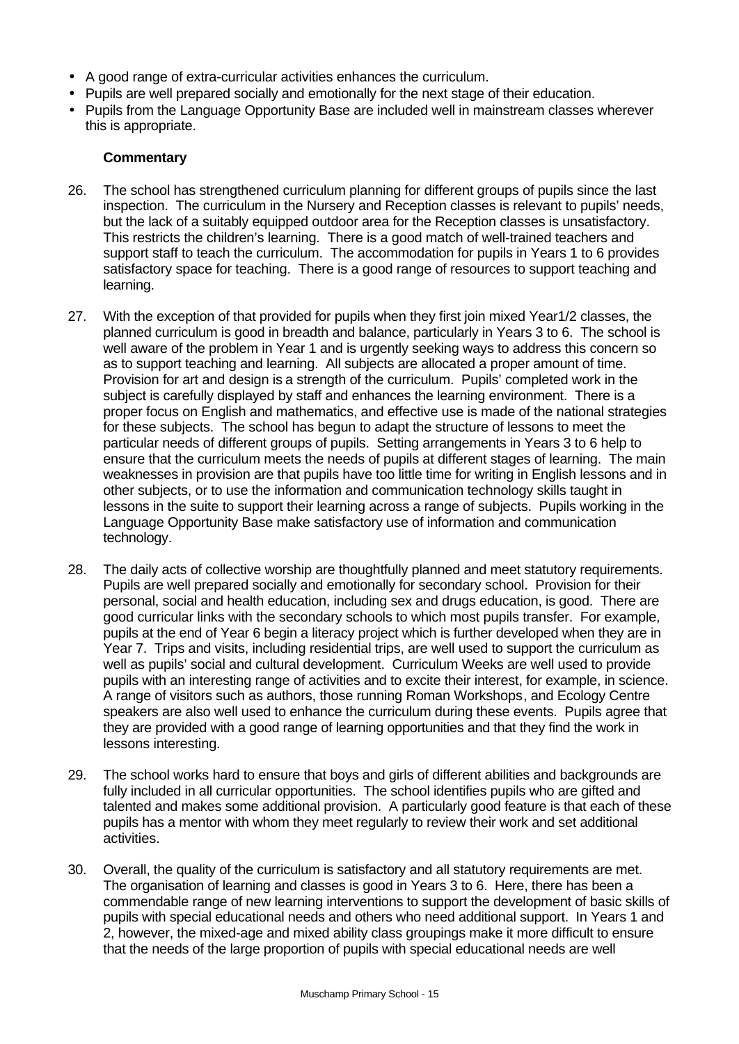- A good range of extra-curricular activities enhances the curriculum.
- Pupils are well prepared socially and emotionally for the next stage of their education.
- Pupils from the Language Opportunity Base are included well in mainstream classes wherever this is appropriate.

**Commentary**

26. The school has strengthened curriculum planning for different groups of pupils since the last inspection. The curriculum in the Nursery and Reception classes is relevant to pupils' needs, but the lack of a suitably equipped outdoor area for the Reception classes is unsatisfactory. This restricts the children's learning. There is a good match of well-trained teachers and support staff to teach the curriculum. The accommodation for pupils in Years 1 to 6 provides satisfactory space for teaching. There is a good range of resources to support teaching and learning.

27. With the exception of that provided for pupils when they first join mixed Year1/2 classes, the planned curriculum is good in breadth and balance, particularly in Years 3 to 6. The school is well aware of the problem in Year 1 and is urgently seeking ways to address this concern so as to support teaching and learning. All subjects are allocated a proper amount of time. Provision for art and design is a strength of the curriculum. Pupils' completed work in the subject is carefully displayed by staff and enhances the learning environment. There is a proper focus on English and mathematics, and effective use is made of the national strategies for these subjects. The school has begun to adapt the structure of lessons to meet the particular needs of different groups of pupils. Setting arrangements in Years 3 to 6 help to ensure that the curriculum meets the needs of pupils at different stages of learning. The main weaknesses in provision are that pupils have too little time for writing in English lessons and in other subjects, or to use the information and communication technology skills taught in lessons in the suite to support their learning across a range of subjects. Pupils working in the Language Opportunity Base make satisfactory use of information and communication technology.

28. The daily acts of collective worship are thoughtfully planned and meet statutory requirements. Pupils are well prepared socially and emotionally for secondary school. Provision for their personal, social and health education, including sex and drugs education, is good. There are good curricular links with the secondary schools to which most pupils transfer. For example, pupils at the end of Year 6 begin a literacy project which is further developed when they are in Year 7. Trips and visits, including residential trips, are well used to support the curriculum as well as pupils' social and cultural development. Curriculum Weeks are well used to provide pupils with an interesting range of activities and to excite their interest, for example, in science. A range of visitors such as authors, those running Roman Workshops, and Ecology Centre speakers are also well used to enhance the curriculum during these events. Pupils agree that they are provided with a good range of learning opportunities and that they find the work in lessons interesting.

29. The school works hard to ensure that boys and girls of different abilities and backgrounds are fully included in all curricular opportunities. The school identifies pupils who are gifted and talented and makes some additional provision. A particularly good feature is that each of these pupils has a mentor with whom they meet regularly to review their work and set additional activities.

30. Overall, the quality of the curriculum is satisfactory and all statutory requirements are met. The organisation of learning and classes is good in Years 3 to 6. Here, there has been a commendable range of new learning interventions to support the development of basic skills of pupils with special educational needs and others who need additional support. In Years 1 and 2, however, the mixed-age and mixed ability class groupings make it more difficult to ensure that the needs of the large proportion of pupils with special educational needs are well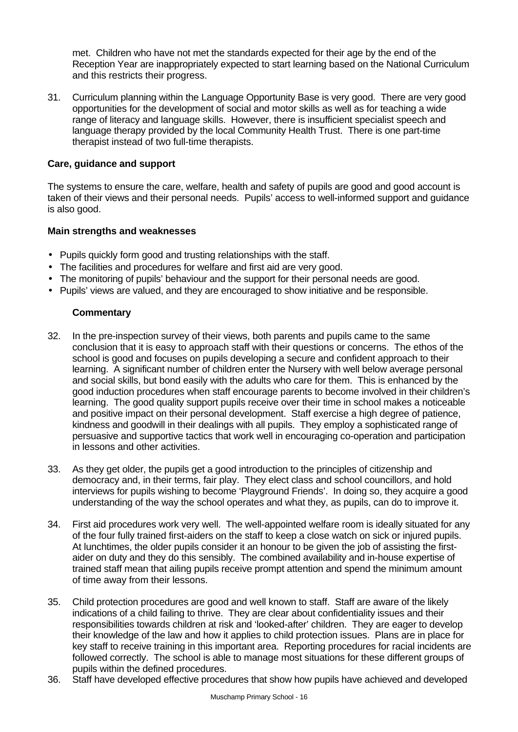met. Children who have not met the standards expected for their age by the end of the Reception Year are inappropriately expected to start learning based on the National Curriculum and this restricts their progress.

31. Curriculum planning within the Language Opportunity Base is very good. There are very good opportunities for the development of social and motor skills as well as for teaching a wide range of literacy and language skills. However, there is insufficient specialist speech and language therapy provided by the local Community Health Trust. There is one part-time therapist instead of two full-time therapists.

### Care, guidance and support

The systems to ensure the care, welfare, health and safety of pupils are good and good account is taken of their views and their personal needs. Pupils' access to well-informed support and guidance is also good.

#### Main strengths and weaknesses

- Pupils quickly form good and trusting relationships with the staff.
- The facilities and procedures for welfare and first aid are very good.
- The monitoring of pupils' behaviour and the support for their personal needs are good.
- Pupils' views are valued, and they are encouraged to show initiative and be responsible.

#### Commentary

32. In the pre-inspection survey of their views, both parents and pupils came to the same conclusion that it is easy to approach staff with their questions or concerns. The ethos of the school is good and focuses on pupils developing a secure and confident approach to their learning. A significant number of children enter the Nursery with well below average personal and social skills, but bond easily with the adults who care for them. This is enhanced by the good induction procedures when staff encourage parents to become involved in their children's learning. The good quality support pupils receive over their time in school makes a noticeable and positive impact on their personal development. Staff exercise a high degree of patience, kindness and goodwill in their dealings with all pupils. They employ a sophisticated range of persuasive and supportive tactics that work well in encouraging co-operation and participation in lessons and other activities.

33. As they get older, the pupils get a good introduction to the principles of citizenship and democracy and, in their terms, fair play. They elect class and school councillors, and hold interviews for pupils wishing to become 'Playground Friends'. In doing so, they acquire a good understanding of the way the school operates and what they, as pupils, can do to improve it.

34. First aid procedures work very well. The well-appointed welfare room is ideally situated for any of the four fully trained first-aiders on the staff to keep a close watch on sick or injured pupils. At lunchtimes, the older pupils consider it an honour to be given the job of assisting the first-aider on duty and they do this sensibly. The combined availability and in-house expertise of trained staff mean that ailing pupils receive prompt attention and spend the minimum amount of time away from their lessons.

35. Child protection procedures are good and well known to staff. Staff are aware of the likely indications of a child failing to thrive. They are clear about confidentiality issues and their responsibilities towards children at risk and 'looked-after' children. They are eager to develop their knowledge of the law and how it applies to child protection issues. Plans are in place for key staff to receive training in this important area. Reporting procedures for racial incidents are followed correctly. The school is able to manage most situations for these different groups of pupils within the defined procedures.

36. Staff have developed effective procedures that show how pupils have achieved and developed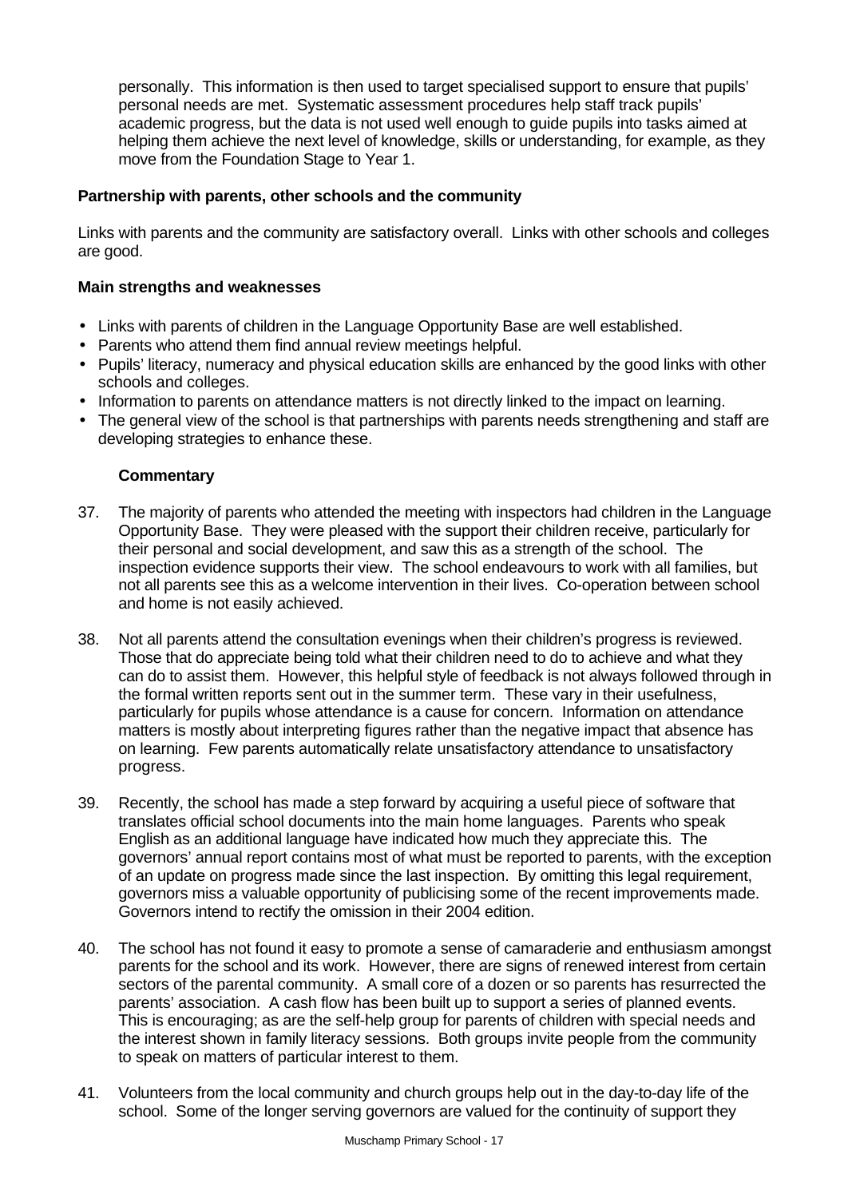personally. This information is then used to target specialised support to ensure that pupils' personal needs are met. Systematic assessment procedures help staff track pupils' academic progress, but the data is not used well enough to guide pupils into tasks aimed at helping them achieve the next level of knowledge, skills or understanding, for example, as they move from the Foundation Stage to Year 1.

### Partnership with parents, other schools and the community

Links with parents and the community are satisfactory overall. Links with other schools and colleges are good.

### Main strengths and weaknesses

- Links with parents of children in the Language Opportunity Base are well established.
- Parents who attend them find annual review meetings helpful.
- Pupils' literacy, numeracy and physical education skills are enhanced by the good links with other schools and colleges.
- Information to parents on attendance matters is not directly linked to the impact on learning.
- The general view of the school is that partnerships with parents needs strengthening and staff are developing strategies to enhance these.

#### Commentary

37. The majority of parents who attended the meeting with inspectors had children in the Language Opportunity Base. They were pleased with the support their children receive, particularly for their personal and social development, and saw this as a strength of the school. The inspection evidence supports their view. The school endeavours to work with all families, but not all parents see this as a welcome intervention in their lives. Co-operation between school and home is not easily achieved.

38. Not all parents attend the consultation evenings when their children's progress is reviewed. Those that do appreciate being told what their children need to do to achieve and what they can do to assist them. However, this helpful style of feedback is not always followed through in the formal written reports sent out in the summer term. These vary in their usefulness, particularly for pupils whose attendance is a cause for concern. Information on attendance matters is mostly about interpreting figures rather than the negative impact that absence has on learning. Few parents automatically relate unsatisfactory attendance to unsatisfactory progress.

39. Recently, the school has made a step forward by acquiring a useful piece of software that translates official school documents into the main home languages. Parents who speak English as an additional language have indicated how much they appreciate this. The governors' annual report contains most of what must be reported to parents, with the exception of an update on progress made since the last inspection. By omitting this legal requirement, governors miss a valuable opportunity of publicising some of the recent improvements made. Governors intend to rectify the omission in their 2004 edition.

40. The school has not found it easy to promote a sense of camaraderie and enthusiasm amongst parents for the school and its work. However, there are signs of renewed interest from certain sectors of the parental community. A small core of a dozen or so parents has resurrected the parents' association. A cash flow has been built up to support a series of planned events. This is encouraging; as are the self-help group for parents of children with special needs and the interest shown in family literacy sessions. Both groups invite people from the community to speak on matters of particular interest to them.

41. Volunteers from the local community and church groups help out in the day-to-day life of the school. Some of the longer serving governors are valued for the continuity of support they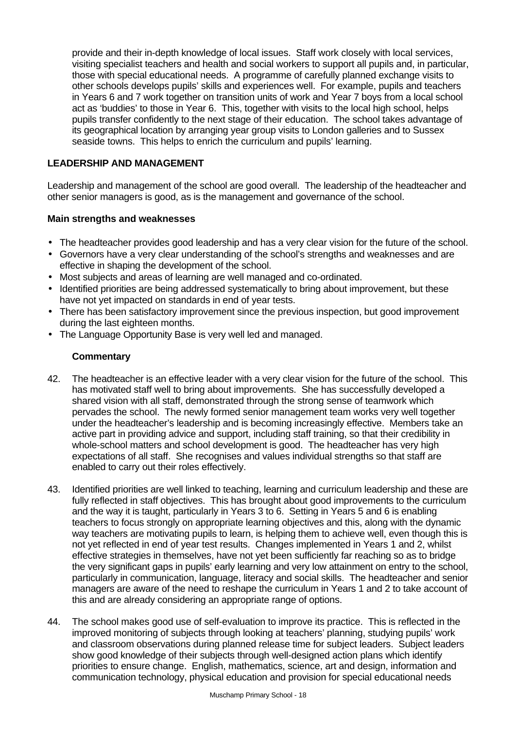provide and their in-depth knowledge of local issues. Staff work closely with local services, visiting specialist teachers and health and social workers to support all pupils and, in particular, those with special educational needs. A programme of carefully planned exchange visits to other schools develops pupils' skills and experiences well. For example, pupils and teachers in Years 6 and 7 work together on transition units of work and Year 7 boys from a local school act as 'buddies' to those in Year 6. This, together with visits to the local high school, helps pupils transfer confidently to the next stage of their education. The school takes advantage of its geographical location by arranging year group visits to London galleries and to Sussex seaside towns. This helps to enrich the curriculum and pupils' learning.

## LEADERSHIP AND MANAGEMENT

Leadership and management of the school are good overall. The leadership of the headteacher and other senior managers is good, as is the management and governance of the school.

### Main strengths and weaknesses

- The headteacher provides good leadership and has a very clear vision for the future of the school.
- Governors have a very clear understanding of the school's strengths and weaknesses and are effective in shaping the development of the school.
- Most subjects and areas of learning are well managed and co-ordinated.
- Identified priorities are being addressed systematically to bring about improvement, but these have not yet impacted on standards in end of year tests.
- There has been satisfactory improvement since the previous inspection, but good improvement during the last eighteen months.
- The Language Opportunity Base is very well led and managed.

### Commentary

42. The headteacher is an effective leader with a very clear vision for the future of the school. This has motivated staff well to bring about improvements. She has successfully developed a shared vision with all staff, demonstrated through the strong sense of teamwork which pervades the school. The newly formed senior management team works very well together under the headteacher's leadership and is becoming increasingly effective. Members take an active part in providing advice and support, including staff training, so that their credibility in whole-school matters and school development is good. The headteacher has very high expectations of all staff. She recognises and values individual strengths so that staff are enabled to carry out their roles effectively.

43. Identified priorities are well linked to teaching, learning and curriculum leadership and these are fully reflected in staff objectives. This has brought about good improvements to the curriculum and the way it is taught, particularly in Years 3 to 6. Setting in Years 5 and 6 is enabling teachers to focus strongly on appropriate learning objectives and this, along with the dynamic way teachers are motivating pupils to learn, is helping them to achieve well, even though this is not yet reflected in end of year test results. Changes implemented in Years 1 and 2, whilst effective strategies in themselves, have not yet been sufficiently far reaching so as to bridge the very significant gaps in pupils' early learning and very low attainment on entry to the school, particularly in communication, language, literacy and social skills. The headteacher and senior managers are aware of the need to reshape the curriculum in Years 1 and 2 to take account of this and are already considering an appropriate range of options.

44. The school makes good use of self-evaluation to improve its practice. This is reflected in the improved monitoring of subjects through looking at teachers' planning, studying pupils' work and classroom observations during planned release time for subject leaders. Subject leaders show good knowledge of their subjects through well-designed action plans which identify priorities to ensure change. English, mathematics, science, art and design, information and communication technology, physical education and provision for special educational needs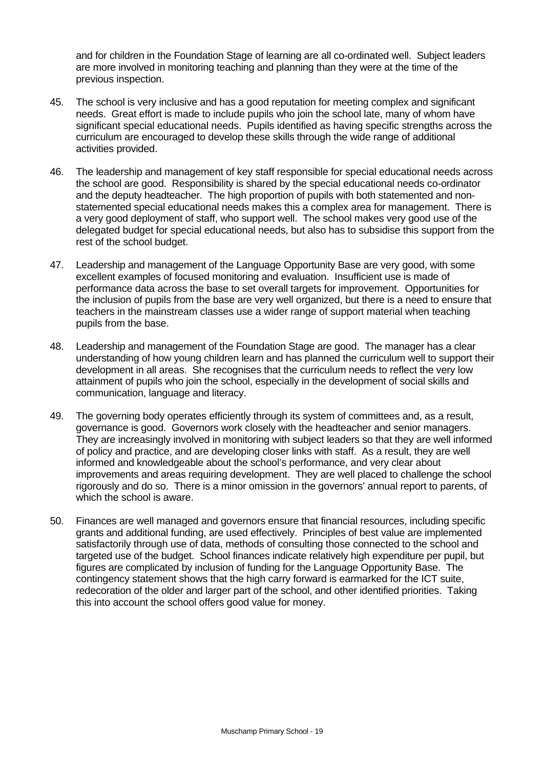and for children in the Foundation Stage of learning are all co-ordinated well. Subject leaders are more involved in monitoring teaching and planning than they were at the time of the previous inspection.

45. The school is very inclusive and has a good reputation for meeting complex and significant needs. Great effort is made to include pupils who join the school late, many of whom have significant special educational needs. Pupils identified as having specific strengths across the curriculum are encouraged to develop these skills through the wide range of additional activities provided.

46. The leadership and management of key staff responsible for special educational needs across the school are good. Responsibility is shared by the special educational needs co-ordinator and the deputy headteacher. The high proportion of pupils with both statemented and non-statemented special educational needs makes this a complex area for management. There is a very good deployment of staff, who support well. The school makes very good use of the delegated budget for special educational needs, but also has to subsidise this support from the rest of the school budget.

47. Leadership and management of the Language Opportunity Base are very good, with some excellent examples of focused monitoring and evaluation. Insufficient use is made of performance data across the base to set overall targets for improvement. Opportunities for the inclusion of pupils from the base are very well organized, but there is a need to ensure that teachers in the mainstream classes use a wider range of support material when teaching pupils from the base.

48. Leadership and management of the Foundation Stage are good. The manager has a clear understanding of how young children learn and has planned the curriculum well to support their development in all areas. She recognises that the curriculum needs to reflect the very low attainment of pupils who join the school, especially in the development of social skills and communication, language and literacy.

49. The governing body operates efficiently through its system of committees and, as a result, governance is good. Governors work closely with the headteacher and senior managers. They are increasingly involved in monitoring with subject leaders so that they are well informed of policy and practice, and are developing closer links with staff. As a result, they are well informed and knowledgeable about the school's performance, and very clear about improvements and areas requiring development. They are well placed to challenge the school rigorously and do so. There is a minor omission in the governors' annual report to parents, of which the school is aware.

50. Finances are well managed and governors ensure that financial resources, including specific grants and additional funding, are used effectively. Principles of best value are implemented satisfactorily through use of data, methods of consulting those connected to the school and targeted use of the budget. School finances indicate relatively high expenditure per pupil, but figures are complicated by inclusion of funding for the Language Opportunity Base. The contingency statement shows that the high carry forward is earmarked for the ICT suite, redecoration of the older and larger part of the school, and other identified priorities. Taking this into account the school offers good value for money.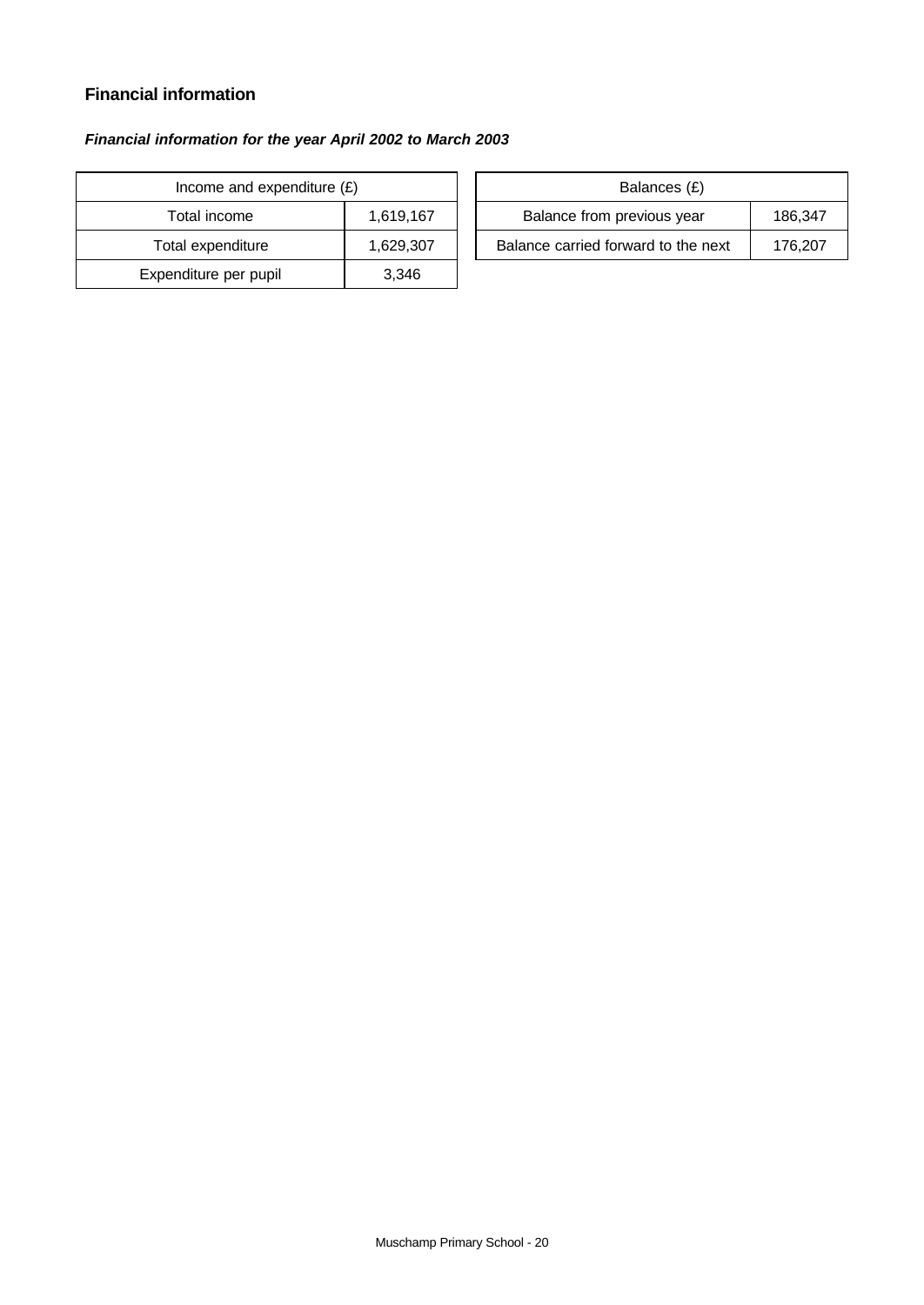### Financial information

***Financial information for the year April 2002 to March 2003***

| Income and expenditure (£) | |
|---|---|
| Total income | 1,619,167 |
| Total expenditure | 1,629,307 |
| Expenditure per pupil | 3,346 |

| Balances (£) | |
|---|---|
| Balance from previous year | 186,347 |
| Balance carried forward to the next | 176,207 |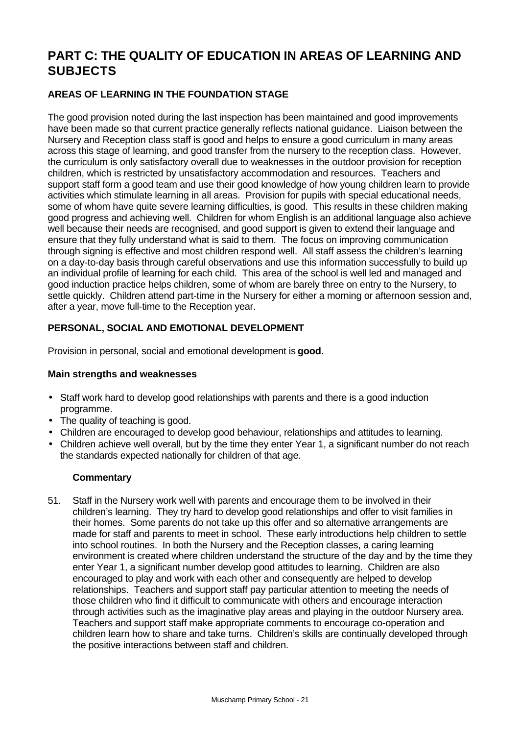# PART C: THE QUALITY OF EDUCATION IN AREAS OF LEARNING AND SUBJECTS

## AREAS OF LEARNING IN THE FOUNDATION STAGE

The good provision noted during the last inspection has been maintained and good improvements have been made so that current practice generally reflects national guidance. Liaison between the Nursery and Reception class staff is good and helps to ensure a good curriculum in many areas across this stage of learning, and good transfer from the nursery to the reception class. However, the curriculum is only satisfactory overall due to weaknesses in the outdoor provision for reception children, which is restricted by unsatisfactory accommodation and resources. Teachers and support staff form a good team and use their good knowledge of how young children learn to provide activities which stimulate learning in all areas. Provision for pupils with special educational needs, some of whom have quite severe learning difficulties, is good. This results in these children making good progress and achieving well. Children for whom English is an additional language also achieve well because their needs are recognised, and good support is given to extend their language and ensure that they fully understand what is said to them. The focus on improving communication through signing is effective and most children respond well. All staff assess the children's learning on a day-to-day basis through careful observations and use this information successfully to build up an individual profile of learning for each child. This area of the school is well led and managed and good induction practice helps children, some of whom are barely three on entry to the Nursery, to settle quickly. Children attend part-time in the Nursery for either a morning or afternoon session and, after a year, move full-time to the Reception year.

## PERSONAL, SOCIAL AND EMOTIONAL DEVELOPMENT

Provision in personal, social and emotional development is **good.**

### Main strengths and weaknesses

- Staff work hard to develop good relationships with parents and there is a good induction programme.
- The quality of teaching is good.
- Children are encouraged to develop good behaviour, relationships and attitudes to learning.
- Children achieve well overall, but by the time they enter Year 1, a significant number do not reach the standards expected nationally for children of that age.

#### Commentary

51. Staff in the Nursery work well with parents and encourage them to be involved in their children's learning. They try hard to develop good relationships and offer to visit families in their homes. Some parents do not take up this offer and so alternative arrangements are made for staff and parents to meet in school. These early introductions help children to settle into school routines. In both the Nursery and the Reception classes, a caring learning environment is created where children understand the structure of the day and by the time they enter Year 1, a significant number develop good attitudes to learning. Children are also encouraged to play and work with each other and consequently are helped to develop relationships. Teachers and support staff pay particular attention to meeting the needs of those children who find it difficult to communicate with others and encourage interaction through activities such as the imaginative play areas and playing in the outdoor Nursery area. Teachers and support staff make appropriate comments to encourage co-operation and children learn how to share and take turns. Children's skills are continually developed through the positive interactions between staff and children.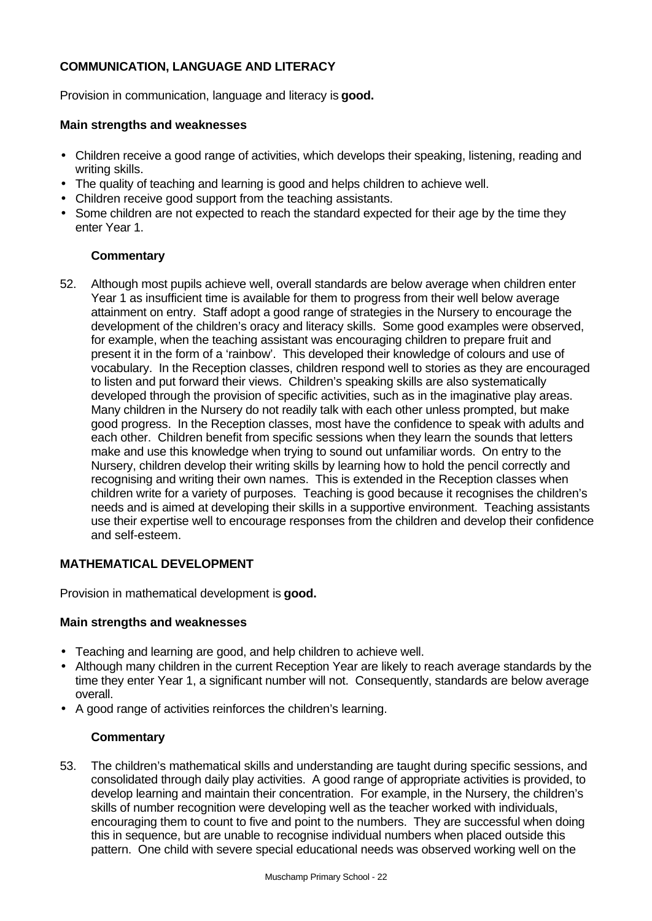### COMMUNICATION, LANGUAGE AND LITERACY

Provision in communication, language and literacy is **good.**

#### Main strengths and weaknesses

- Children receive a good range of activities, which develops their speaking, listening, reading and writing skills.
- The quality of teaching and learning is good and helps children to achieve well.
- Children receive good support from the teaching assistants.
- Some children are not expected to reach the standard expected for their age by the time they enter Year 1.

#### Commentary

52. Although most pupils achieve well, overall standards are below average when children enter Year 1 as insufficient time is available for them to progress from their well below average attainment on entry. Staff adopt a good range of strategies in the Nursery to encourage the development of the children's oracy and literacy skills. Some good examples were observed, for example, when the teaching assistant was encouraging children to prepare fruit and present it in the form of a 'rainbow'. This developed their knowledge of colours and use of vocabulary. In the Reception classes, children respond well to stories as they are encouraged to listen and put forward their views. Children's speaking skills are also systematically developed through the provision of specific activities, such as in the imaginative play areas. Many children in the Nursery do not readily talk with each other unless prompted, but make good progress. In the Reception classes, most have the confidence to speak with adults and each other. Children benefit from specific sessions when they learn the sounds that letters make and use this knowledge when trying to sound out unfamiliar words. On entry to the Nursery, children develop their writing skills by learning how to hold the pencil correctly and recognising and writing their own names. This is extended in the Reception classes when children write for a variety of purposes. Teaching is good because it recognises the children's needs and is aimed at developing their skills in a supportive environment. Teaching assistants use their expertise well to encourage responses from the children and develop their confidence and self-esteem.

### MATHEMATICAL DEVELOPMENT

Provision in mathematical development is **good.**

#### Main strengths and weaknesses

- Teaching and learning are good, and help children to achieve well.
- Although many children in the current Reception Year are likely to reach average standards by the time they enter Year 1, a significant number will not. Consequently, standards are below average overall.
- A good range of activities reinforces the children's learning.

#### Commentary

53. The children's mathematical skills and understanding are taught during specific sessions, and consolidated through daily play activities. A good range of appropriate activities is provided, to develop learning and maintain their concentration. For example, in the Nursery, the children's skills of number recognition were developing well as the teacher worked with individuals, encouraging them to count to five and point to the numbers. They are successful when doing this in sequence, but are unable to recognise individual numbers when placed outside this pattern. One child with severe special educational needs was observed working well on the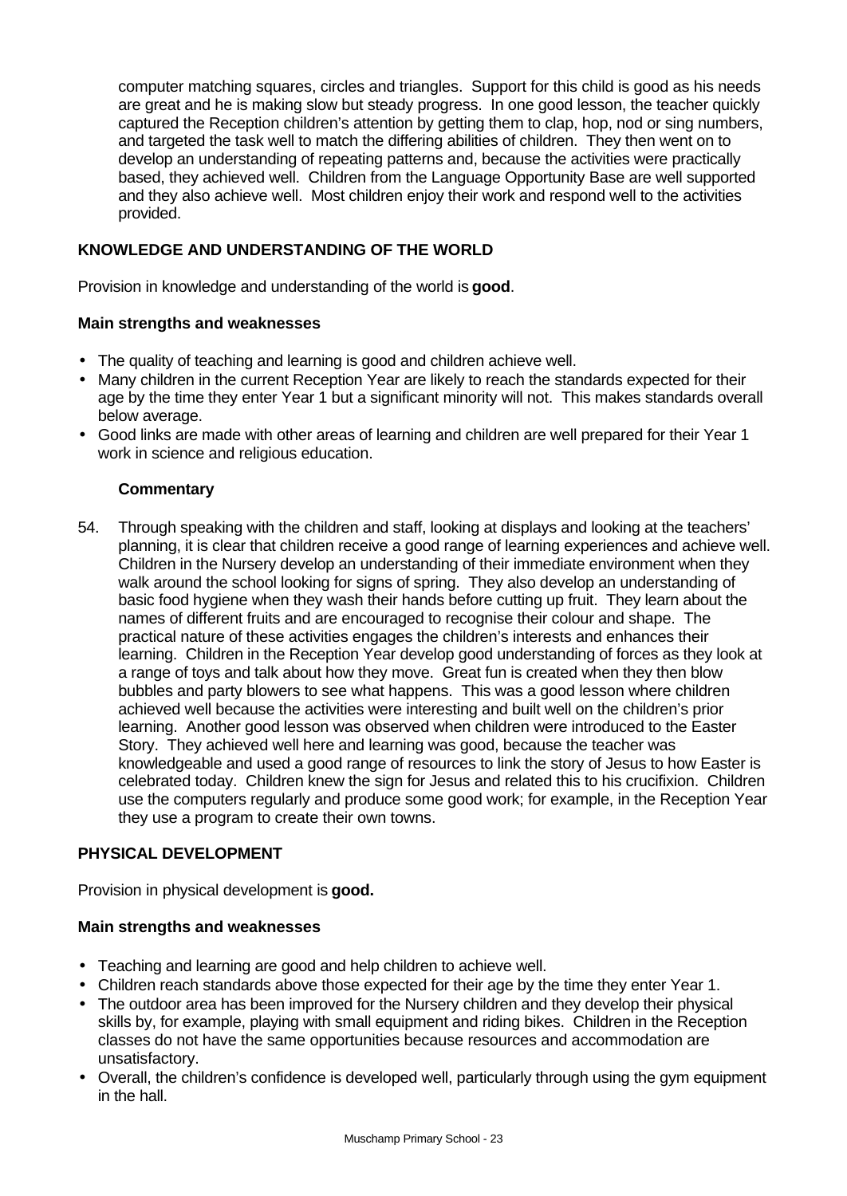computer matching squares, circles and triangles. Support for this child is good as his needs are great and he is making slow but steady progress. In one good lesson, the teacher quickly captured the Reception children's attention by getting them to clap, hop, nod or sing numbers, and targeted the task well to match the differing abilities of children. They then went on to develop an understanding of repeating patterns and, because the activities were practically based, they achieved well. Children from the Language Opportunity Base are well supported and they also achieve well. Most children enjoy their work and respond well to the activities provided.

## KNOWLEDGE AND UNDERSTANDING OF THE WORLD

Provision in knowledge and understanding of the world is **good**.

### Main strengths and weaknesses

- The quality of teaching and learning is good and children achieve well.
- Many children in the current Reception Year are likely to reach the standards expected for their age by the time they enter Year 1 but a significant minority will not. This makes standards overall below average.
- Good links are made with other areas of learning and children are well prepared for their Year 1 work in science and religious education.

#### Commentary

54. Through speaking with the children and staff, looking at displays and looking at the teachers' planning, it is clear that children receive a good range of learning experiences and achieve well. Children in the Nursery develop an understanding of their immediate environment when they walk around the school looking for signs of spring. They also develop an understanding of basic food hygiene when they wash their hands before cutting up fruit. They learn about the names of different fruits and are encouraged to recognise their colour and shape. The practical nature of these activities engages the children's interests and enhances their learning. Children in the Reception Year develop good understanding of forces as they look at a range of toys and talk about how they move. Great fun is created when they then blow bubbles and party blowers to see what happens. This was a good lesson where children achieved well because the activities were interesting and built well on the children's prior learning. Another good lesson was observed when children were introduced to the Easter Story. They achieved well here and learning was good, because the teacher was knowledgeable and used a good range of resources to link the story of Jesus to how Easter is celebrated today. Children knew the sign for Jesus and related this to his crucifixion. Children use the computers regularly and produce some good work; for example, in the Reception Year they use a program to create their own towns.

## PHYSICAL DEVELOPMENT

Provision in physical development is **good.**

### Main strengths and weaknesses

- Teaching and learning are good and help children to achieve well.
- Children reach standards above those expected for their age by the time they enter Year 1.
- The outdoor area has been improved for the Nursery children and they develop their physical skills by, for example, playing with small equipment and riding bikes. Children in the Reception classes do not have the same opportunities because resources and accommodation are unsatisfactory.
- Overall, the children's confidence is developed well, particularly through using the gym equipment in the hall.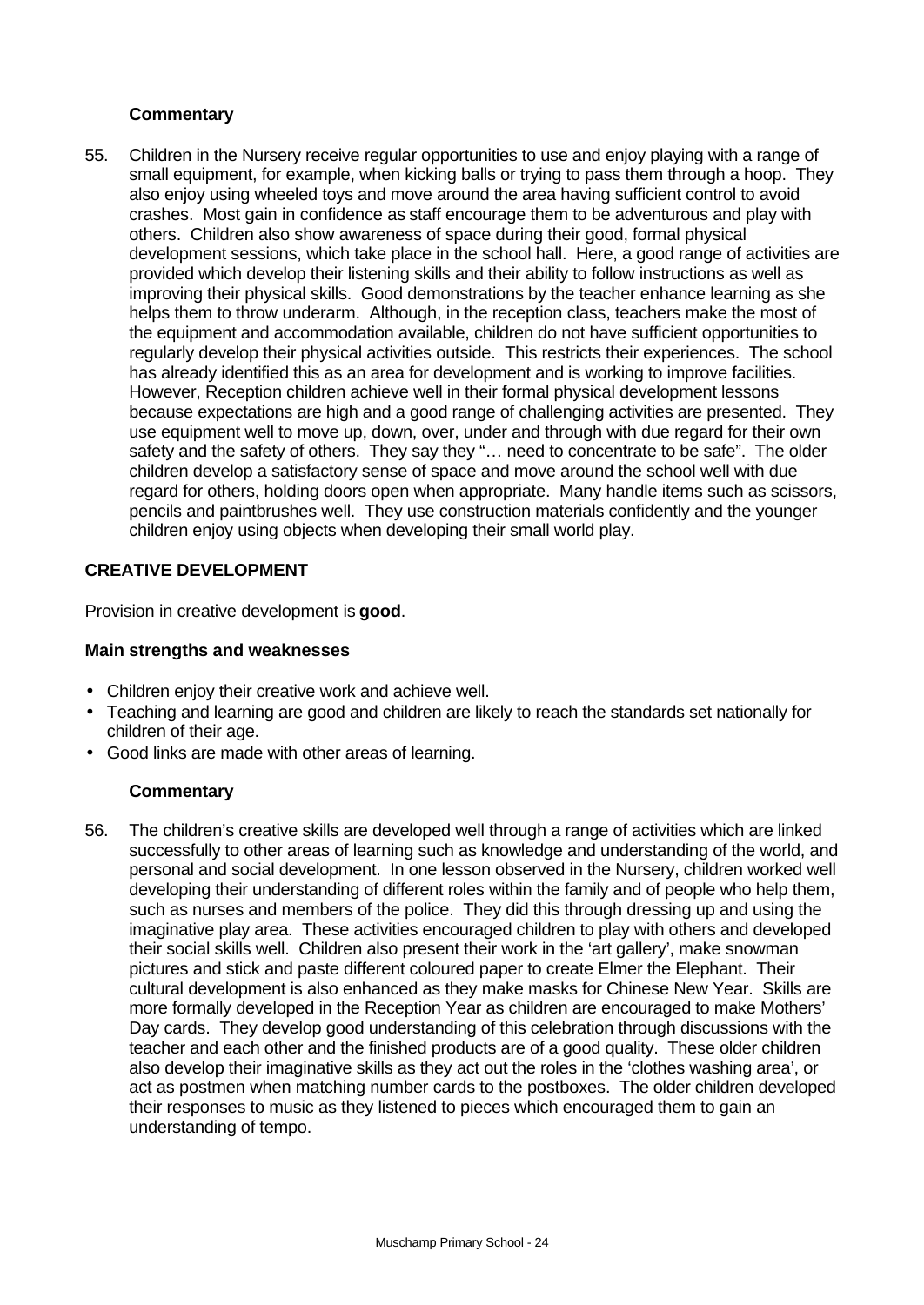**Commentary**

55. Children in the Nursery receive regular opportunities to use and enjoy playing with a range of small equipment, for example, when kicking balls or trying to pass them through a hoop. They also enjoy using wheeled toys and move around the area having sufficient control to avoid crashes. Most gain in confidence as staff encourage them to be adventurous and play with others. Children also show awareness of space during their good, formal physical development sessions, which take place in the school hall. Here, a good range of activities are provided which develop their listening skills and their ability to follow instructions as well as improving their physical skills. Good demonstrations by the teacher enhance learning as she helps them to throw underarm. Although, in the reception class, teachers make the most of the equipment and accommodation available, children do not have sufficient opportunities to regularly develop their physical activities outside. This restricts their experiences. The school has already identified this as an area for development and is working to improve facilities. However, Reception children achieve well in their formal physical development lessons because expectations are high and a good range of challenging activities are presented. They use equipment well to move up, down, over, under and through with due regard for their own safety and the safety of others. They say they "… need to concentrate to be safe". The older children develop a satisfactory sense of space and move around the school well with due regard for others, holding doors open when appropriate. Many handle items such as scissors, pencils and paintbrushes well. They use construction materials confidently and the younger children enjoy using objects when developing their small world play.

## CREATIVE DEVELOPMENT

Provision in creative development is **good**.

### Main strengths and weaknesses

- Children enjoy their creative work and achieve well.
- Teaching and learning are good and children are likely to reach the standards set nationally for children of their age.
- Good links are made with other areas of learning.

**Commentary**

56. The children's creative skills are developed well through a range of activities which are linked successfully to other areas of learning such as knowledge and understanding of the world, and personal and social development. In one lesson observed in the Nursery, children worked well developing their understanding of different roles within the family and of people who help them, such as nurses and members of the police. They did this through dressing up and using the imaginative play area. These activities encouraged children to play with others and developed their social skills well. Children also present their work in the 'art gallery', make snowman pictures and stick and paste different coloured paper to create Elmer the Elephant. Their cultural development is also enhanced as they make masks for Chinese New Year. Skills are more formally developed in the Reception Year as children are encouraged to make Mothers' Day cards. They develop good understanding of this celebration through discussions with the teacher and each other and the finished products are of a good quality. These older children also develop their imaginative skills as they act out the roles in the 'clothes washing area', or act as postmen when matching number cards to the postboxes. The older children developed their responses to music as they listened to pieces which encouraged them to gain an understanding of tempo.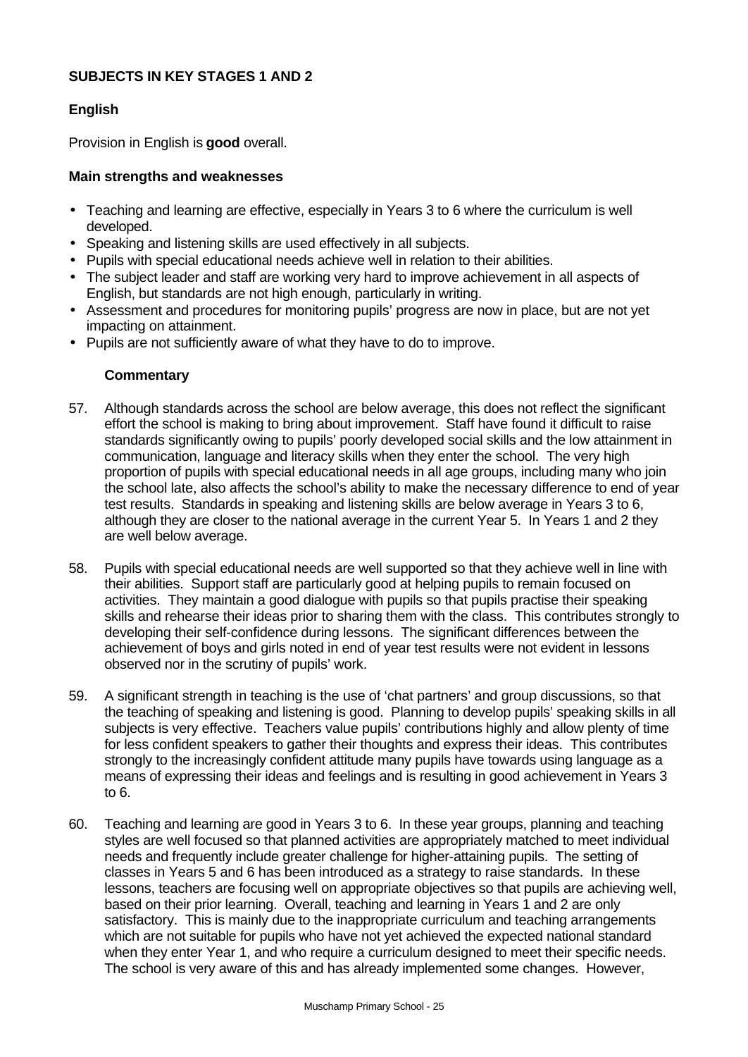## SUBJECTS IN KEY STAGES 1 AND 2

### English

Provision in English is **good** overall.

#### Main strengths and weaknesses

- Teaching and learning are effective, especially in Years 3 to 6 where the curriculum is well developed.
- Speaking and listening skills are used effectively in all subjects.
- Pupils with special educational needs achieve well in relation to their abilities.
- The subject leader and staff are working very hard to improve achievement in all aspects of English, but standards are not high enough, particularly in writing.
- Assessment and procedures for monitoring pupils' progress are now in place, but are not yet impacting on attainment.
- Pupils are not sufficiently aware of what they have to do to improve.

#### Commentary

57. Although standards across the school are below average, this does not reflect the significant effort the school is making to bring about improvement. Staff have found it difficult to raise standards significantly owing to pupils' poorly developed social skills and the low attainment in communication, language and literacy skills when they enter the school. The very high proportion of pupils with special educational needs in all age groups, including many who join the school late, also affects the school's ability to make the necessary difference to end of year test results. Standards in speaking and listening skills are below average in Years 3 to 6, although they are closer to the national average in the current Year 5. In Years 1 and 2 they are well below average.

58. Pupils with special educational needs are well supported so that they achieve well in line with their abilities. Support staff are particularly good at helping pupils to remain focused on activities. They maintain a good dialogue with pupils so that pupils practise their speaking skills and rehearse their ideas prior to sharing them with the class. This contributes strongly to developing their self-confidence during lessons. The significant differences between the achievement of boys and girls noted in end of year test results were not evident in lessons observed nor in the scrutiny of pupils' work.

59. A significant strength in teaching is the use of 'chat partners' and group discussions, so that the teaching of speaking and listening is good. Planning to develop pupils' speaking skills in all subjects is very effective. Teachers value pupils' contributions highly and allow plenty of time for less confident speakers to gather their thoughts and express their ideas. This contributes strongly to the increasingly confident attitude many pupils have towards using language as a means of expressing their ideas and feelings and is resulting in good achievement in Years 3 to 6.

60. Teaching and learning are good in Years 3 to 6. In these year groups, planning and teaching styles are well focused so that planned activities are appropriately matched to meet individual needs and frequently include greater challenge for higher-attaining pupils. The setting of classes in Years 5 and 6 has been introduced as a strategy to raise standards. In these lessons, teachers are focusing well on appropriate objectives so that pupils are achieving well, based on their prior learning. Overall, teaching and learning in Years 1 and 2 are only satisfactory. This is mainly due to the inappropriate curriculum and teaching arrangements which are not suitable for pupils who have not yet achieved the expected national standard when they enter Year 1, and who require a curriculum designed to meet their specific needs. The school is very aware of this and has already implemented some changes. However,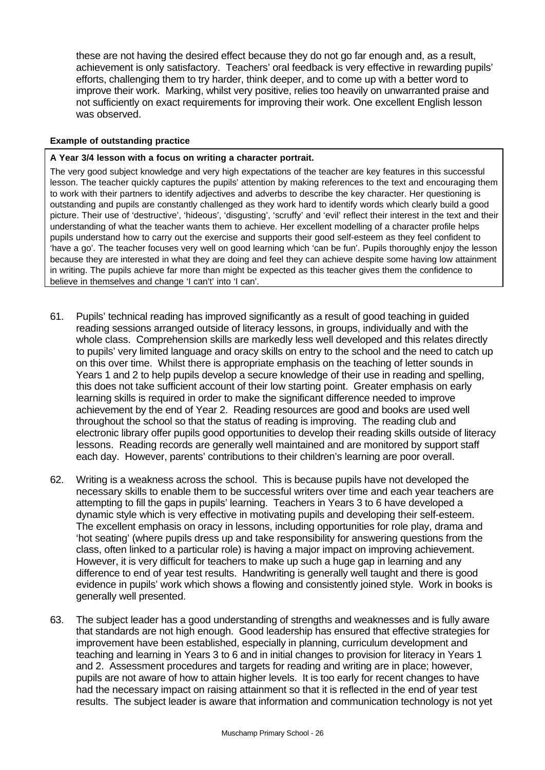these are not having the desired effect because they do not go far enough and, as a result, achievement is only satisfactory. Teachers' oral feedback is very effective in rewarding pupils' efforts, challenging them to try harder, think deeper, and to come up with a better word to improve their work. Marking, whilst very positive, relies too heavily on unwarranted praise and not sufficiently on exact requirements for improving their work. One excellent English lesson was observed.

**Example of outstanding practice**

**A Year 3/4 lesson with a focus on writing a character portrait.**

The very good subject knowledge and very high expectations of the teacher are key features in this successful lesson. The teacher quickly captures the pupils' attention by making references to the text and encouraging them to work with their partners to identify adjectives and adverbs to describe the key character. Her questioning is outstanding and pupils are constantly challenged as they work hard to identify words which clearly build a good picture. Their use of 'destructive', 'hideous', 'disgusting', 'scruffy' and 'evil' reflect their interest in the text and their understanding of what the teacher wants them to achieve. Her excellent modelling of a character profile helps pupils understand how to carry out the exercise and supports their good self-esteem as they feel confident to 'have a go'. The teacher focuses very well on good learning which 'can be fun'. Pupils thoroughly enjoy the lesson because they are interested in what they are doing and feel they can achieve despite some having low attainment in writing. The pupils achieve far more than might be expected as this teacher gives them the confidence to believe in themselves and change 'I can't' into 'I can'.

61. Pupils' technical reading has improved significantly as a result of good teaching in guided reading sessions arranged outside of literacy lessons, in groups, individually and with the whole class. Comprehension skills are markedly less well developed and this relates directly to pupils' very limited language and oracy skills on entry to the school and the need to catch up on this over time. Whilst there is appropriate emphasis on the teaching of letter sounds in Years 1 and 2 to help pupils develop a secure knowledge of their use in reading and spelling, this does not take sufficient account of their low starting point. Greater emphasis on early learning skills is required in order to make the significant difference needed to improve achievement by the end of Year 2. Reading resources are good and books are used well throughout the school so that the status of reading is improving. The reading club and electronic library offer pupils good opportunities to develop their reading skills outside of literacy lessons. Reading records are generally well maintained and are monitored by support staff each day. However, parents' contributions to their children's learning are poor overall.

62. Writing is a weakness across the school. This is because pupils have not developed the necessary skills to enable them to be successful writers over time and each year teachers are attempting to fill the gaps in pupils' learning. Teachers in Years 3 to 6 have developed a dynamic style which is very effective in motivating pupils and developing their self-esteem. The excellent emphasis on oracy in lessons, including opportunities for role play, drama and 'hot seating' (where pupils dress up and take responsibility for answering questions from the class, often linked to a particular role) is having a major impact on improving achievement. However, it is very difficult for teachers to make up such a huge gap in learning and any difference to end of year test results. Handwriting is generally well taught and there is good evidence in pupils' work which shows a flowing and consistently joined style. Work in books is generally well presented.

63. The subject leader has a good understanding of strengths and weaknesses and is fully aware that standards are not high enough. Good leadership has ensured that effective strategies for improvement have been established, especially in planning, curriculum development and teaching and learning in Years 3 to 6 and in initial changes to provision for literacy in Years 1 and 2. Assessment procedures and targets for reading and writing are in place; however, pupils are not aware of how to attain higher levels. It is too early for recent changes to have had the necessary impact on raising attainment so that it is reflected in the end of year test results. The subject leader is aware that information and communication technology is not yet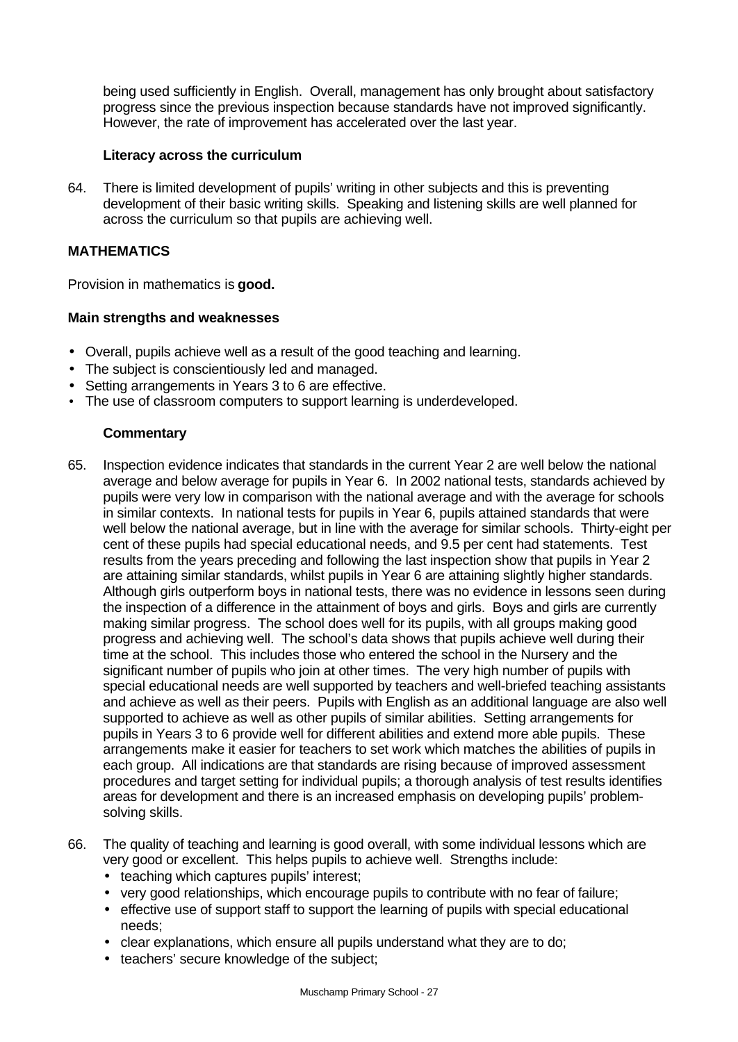being used sufficiently in English. Overall, management has only brought about satisfactory progress since the previous inspection because standards have not improved significantly. However, the rate of improvement has accelerated over the last year.

**Literacy across the curriculum**

64. There is limited development of pupils' writing in other subjects and this is preventing development of their basic writing skills. Speaking and listening skills are well planned for across the curriculum so that pupils are achieving well.

## MATHEMATICS

Provision in mathematics is **good.**

### Main strengths and weaknesses

- Overall, pupils achieve well as a result of the good teaching and learning.
- The subject is conscientiously led and managed.
- Setting arrangements in Years 3 to 6 are effective.
- The use of classroom computers to support learning is underdeveloped.

**Commentary**

65. Inspection evidence indicates that standards in the current Year 2 are well below the national average and below average for pupils in Year 6. In 2002 national tests, standards achieved by pupils were very low in comparison with the national average and with the average for schools in similar contexts. In national tests for pupils in Year 6, pupils attained standards that were well below the national average, but in line with the average for similar schools. Thirty-eight per cent of these pupils had special educational needs, and 9.5 per cent had statements. Test results from the years preceding and following the last inspection show that pupils in Year 2 are attaining similar standards, whilst pupils in Year 6 are attaining slightly higher standards. Although girls outperform boys in national tests, there was no evidence in lessons seen during the inspection of a difference in the attainment of boys and girls. Boys and girls are currently making similar progress. The school does well for its pupils, with all groups making good progress and achieving well. The school's data shows that pupils achieve well during their time at the school. This includes those who entered the school in the Nursery and the significant number of pupils who join at other times. The very high number of pupils with special educational needs are well supported by teachers and well-briefed teaching assistants and achieve as well as their peers. Pupils with English as an additional language are also well supported to achieve as well as other pupils of similar abilities. Setting arrangements for pupils in Years 3 to 6 provide well for different abilities and extend more able pupils. These arrangements make it easier for teachers to set work which matches the abilities of pupils in each group. All indications are that standards are rising because of improved assessment procedures and target setting for individual pupils; a thorough analysis of test results identifies areas for development and there is an increased emphasis on developing pupils' problem-solving skills.

66. The quality of teaching and learning is good overall, with some individual lessons which are very good or excellent. This helps pupils to achieve well. Strengths include:
   - teaching which captures pupils' interest;
   - very good relationships, which encourage pupils to contribute with no fear of failure;
   - effective use of support staff to support the learning of pupils with special educational needs;
   - clear explanations, which ensure all pupils understand what they are to do;
   - teachers' secure knowledge of the subject;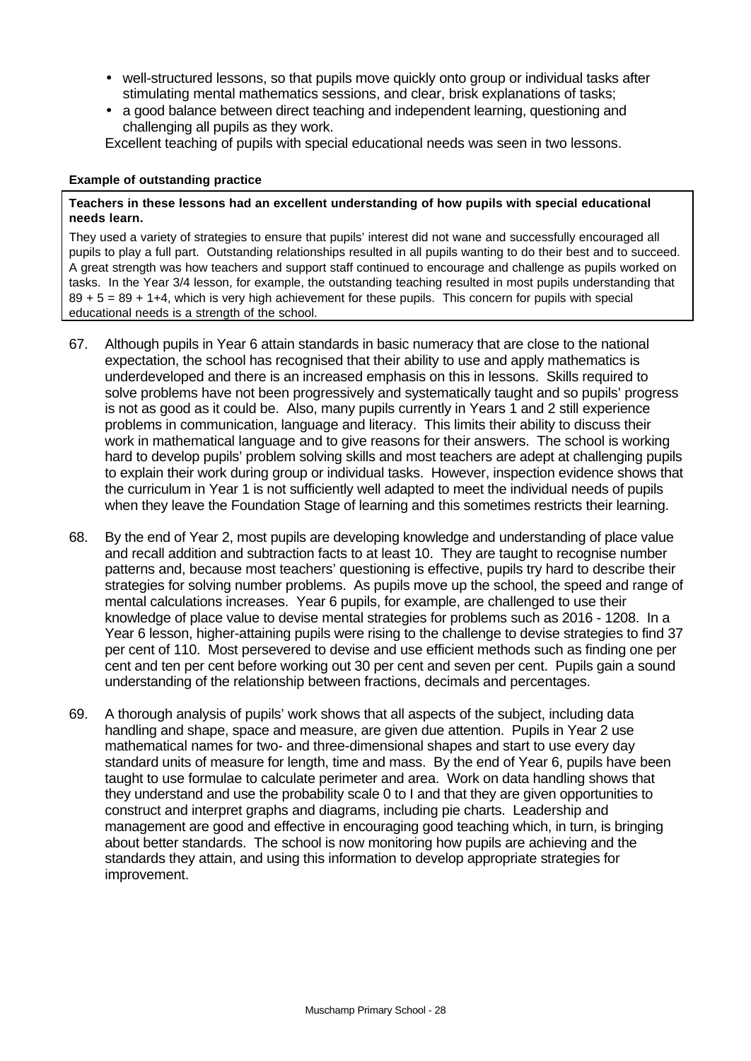- well-structured lessons, so that pupils move quickly onto group or individual tasks after stimulating mental mathematics sessions, and clear, brisk explanations of tasks;
- a good balance between direct teaching and independent learning, questioning and challenging all pupils as they work.

Excellent teaching of pupils with special educational needs was seen in two lessons.

**Example of outstanding practice**

**Teachers in these lessons had an excellent understanding of how pupils with special educational needs learn.**

They used a variety of strategies to ensure that pupils' interest did not wane and successfully encouraged all pupils to play a full part. Outstanding relationships resulted in all pupils wanting to do their best and to succeed. A great strength was how teachers and support staff continued to encourage and challenge as pupils worked on tasks. In the Year 3/4 lesson, for example, the outstanding teaching resulted in most pupils understanding that $89 + 5 = 89 + 1+4$, which is very high achievement for these pupils. This concern for pupils with special educational needs is a strength of the school.

67. Although pupils in Year 6 attain standards in basic numeracy that are close to the national expectation, the school has recognised that their ability to use and apply mathematics is underdeveloped and there is an increased emphasis on this in lessons. Skills required to solve problems have not been progressively and systematically taught and so pupils' progress is not as good as it could be. Also, many pupils currently in Years 1 and 2 still experience problems in communication, language and literacy. This limits their ability to discuss their work in mathematical language and to give reasons for their answers. The school is working hard to develop pupils' problem solving skills and most teachers are adept at challenging pupils to explain their work during group or individual tasks. However, inspection evidence shows that the curriculum in Year 1 is not sufficiently well adapted to meet the individual needs of pupils when they leave the Foundation Stage of learning and this sometimes restricts their learning.

68. By the end of Year 2, most pupils are developing knowledge and understanding of place value and recall addition and subtraction facts to at least 10. They are taught to recognise number patterns and, because most teachers' questioning is effective, pupils try hard to describe their strategies for solving number problems. As pupils move up the school, the speed and range of mental calculations increases. Year 6 pupils, for example, are challenged to use their knowledge of place value to devise mental strategies for problems such as 2016 - 1208. In a Year 6 lesson, higher-attaining pupils were rising to the challenge to devise strategies to find 37 per cent of 110. Most persevered to devise and use efficient methods such as finding one per cent and ten per cent before working out 30 per cent and seven per cent. Pupils gain a sound understanding of the relationship between fractions, decimals and percentages.

69. A thorough analysis of pupils' work shows that all aspects of the subject, including data handling and shape, space and measure, are given due attention. Pupils in Year 2 use mathematical names for two- and three-dimensional shapes and start to use every day standard units of measure for length, time and mass. By the end of Year 6, pupils have been taught to use formulae to calculate perimeter and area. Work on data handling shows that they understand and use the probability scale 0 to I and that they are given opportunities to construct and interpret graphs and diagrams, including pie charts. Leadership and management are good and effective in encouraging good teaching which, in turn, is bringing about better standards. The school is now monitoring how pupils are achieving and the standards they attain, and using this information to develop appropriate strategies for improvement.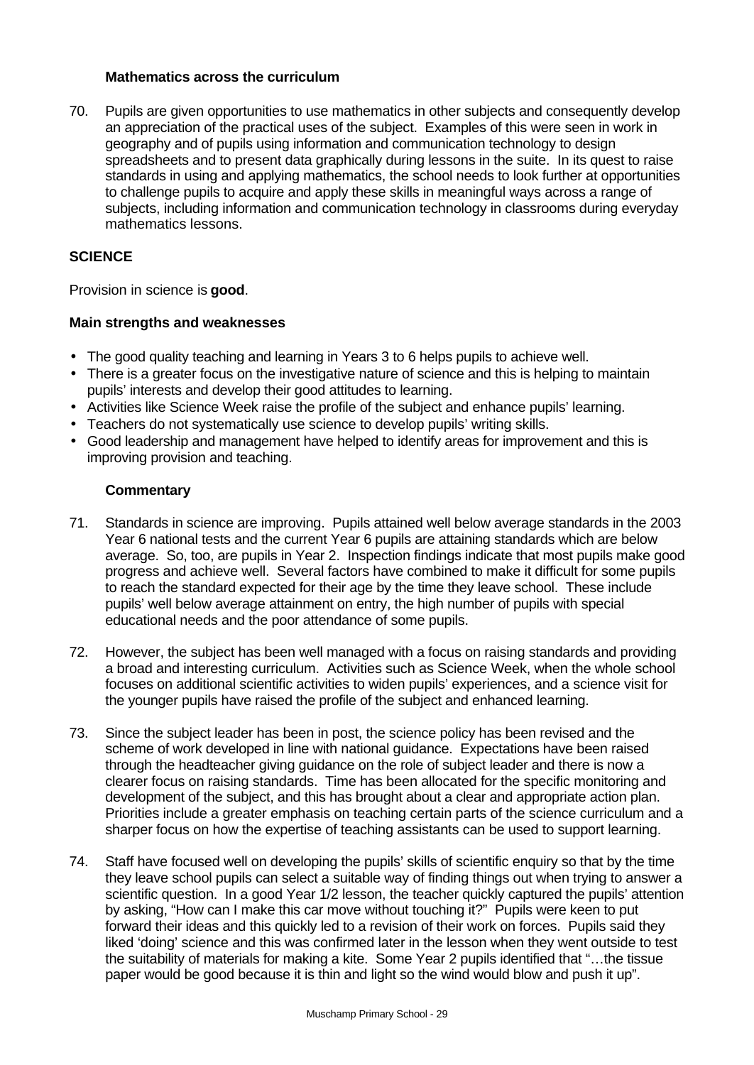### Mathematics across the curriculum

70. Pupils are given opportunities to use mathematics in other subjects and consequently develop an appreciation of the practical uses of the subject. Examples of this were seen in work in geography and of pupils using information and communication technology to design spreadsheets and to present data graphically during lessons in the suite. In its quest to raise standards in using and applying mathematics, the school needs to look further at opportunities to challenge pupils to acquire and apply these skills in meaningful ways across a range of subjects, including information and communication technology in classrooms during everyday mathematics lessons.

## SCIENCE

Provision in science is **good**.

### Main strengths and weaknesses

- The good quality teaching and learning in Years 3 to 6 helps pupils to achieve well.
- There is a greater focus on the investigative nature of science and this is helping to maintain pupils' interests and develop their good attitudes to learning.
- Activities like Science Week raise the profile of the subject and enhance pupils' learning.
- Teachers do not systematically use science to develop pupils' writing skills.
- Good leadership and management have helped to identify areas for improvement and this is improving provision and teaching.

### Commentary

71. Standards in science are improving. Pupils attained well below average standards in the 2003 Year 6 national tests and the current Year 6 pupils are attaining standards which are below average. So, too, are pupils in Year 2. Inspection findings indicate that most pupils make good progress and achieve well. Several factors have combined to make it difficult for some pupils to reach the standard expected for their age by the time they leave school. These include pupils' well below average attainment on entry, the high number of pupils with special educational needs and the poor attendance of some pupils.

72. However, the subject has been well managed with a focus on raising standards and providing a broad and interesting curriculum. Activities such as Science Week, when the whole school focuses on additional scientific activities to widen pupils' experiences, and a science visit for the younger pupils have raised the profile of the subject and enhanced learning.

73. Since the subject leader has been in post, the science policy has been revised and the scheme of work developed in line with national guidance. Expectations have been raised through the headteacher giving guidance on the role of subject leader and there is now a clearer focus on raising standards. Time has been allocated for the specific monitoring and development of the subject, and this has brought about a clear and appropriate action plan. Priorities include a greater emphasis on teaching certain parts of the science curriculum and a sharper focus on how the expertise of teaching assistants can be used to support learning.

74. Staff have focused well on developing the pupils' skills of scientific enquiry so that by the time they leave school pupils can select a suitable way of finding things out when trying to answer a scientific question. In a good Year 1/2 lesson, the teacher quickly captured the pupils' attention by asking, "How can I make this car move without touching it?" Pupils were keen to put forward their ideas and this quickly led to a revision of their work on forces. Pupils said they liked 'doing' science and this was confirmed later in the lesson when they went outside to test the suitability of materials for making a kite. Some Year 2 pupils identified that "…the tissue paper would be good because it is thin and light so the wind would blow and push it up".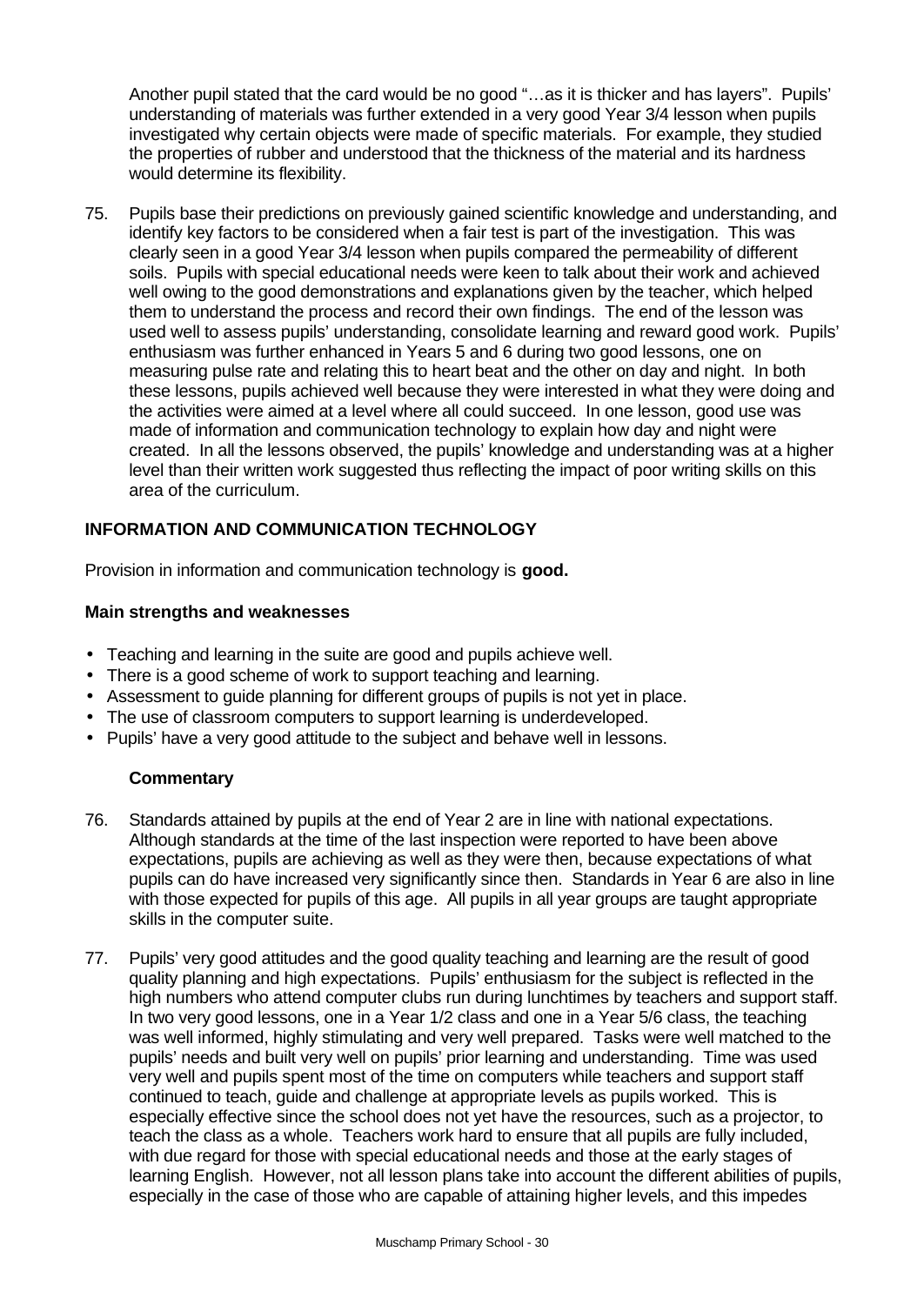Another pupil stated that the card would be no good "…as it is thicker and has layers". Pupils' understanding of materials was further extended in a very good Year 3/4 lesson when pupils investigated why certain objects were made of specific materials. For example, they studied the properties of rubber and understood that the thickness of the material and its hardness would determine its flexibility.

75. Pupils base their predictions on previously gained scientific knowledge and understanding, and identify key factors to be considered when a fair test is part of the investigation. This was clearly seen in a good Year 3/4 lesson when pupils compared the permeability of different soils. Pupils with special educational needs were keen to talk about their work and achieved well owing to the good demonstrations and explanations given by the teacher, which helped them to understand the process and record their own findings. The end of the lesson was used well to assess pupils' understanding, consolidate learning and reward good work. Pupils' enthusiasm was further enhanced in Years 5 and 6 during two good lessons, one on measuring pulse rate and relating this to heart beat and the other on day and night. In both these lessons, pupils achieved well because they were interested in what they were doing and the activities were aimed at a level where all could succeed. In one lesson, good use was made of information and communication technology to explain how day and night were created. In all the lessons observed, the pupils' knowledge and understanding was at a higher level than their written work suggested thus reflecting the impact of poor writing skills on this area of the curriculum.

## INFORMATION AND COMMUNICATION TECHNOLOGY

Provision in information and communication technology is **good.**

### Main strengths and weaknesses

- Teaching and learning in the suite are good and pupils achieve well.
- There is a good scheme of work to support teaching and learning.
- Assessment to guide planning for different groups of pupils is not yet in place.
- The use of classroom computers to support learning is underdeveloped.
- Pupils' have a very good attitude to the subject and behave well in lessons.

### Commentary

76. Standards attained by pupils at the end of Year 2 are in line with national expectations. Although standards at the time of the last inspection were reported to have been above expectations, pupils are achieving as well as they were then, because expectations of what pupils can do have increased very significantly since then. Standards in Year 6 are also in line with those expected for pupils of this age. All pupils in all year groups are taught appropriate skills in the computer suite.

77. Pupils' very good attitudes and the good quality teaching and learning are the result of good quality planning and high expectations. Pupils' enthusiasm for the subject is reflected in the high numbers who attend computer clubs run during lunchtimes by teachers and support staff. In two very good lessons, one in a Year 1/2 class and one in a Year 5/6 class, the teaching was well informed, highly stimulating and very well prepared. Tasks were well matched to the pupils' needs and built very well on pupils' prior learning and understanding. Time was used very well and pupils spent most of the time on computers while teachers and support staff continued to teach, guide and challenge at appropriate levels as pupils worked. This is especially effective since the school does not yet have the resources, such as a projector, to teach the class as a whole. Teachers work hard to ensure that all pupils are fully included, with due regard for those with special educational needs and those at the early stages of learning English. However, not all lesson plans take into account the different abilities of pupils, especially in the case of those who are capable of attaining higher levels, and this impedes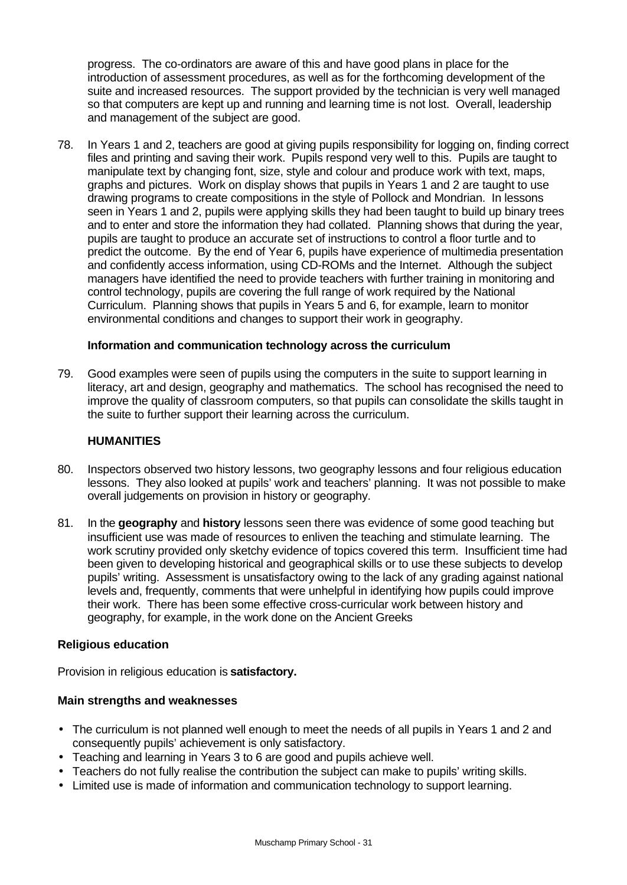progress. The co-ordinators are aware of this and have good plans in place for the introduction of assessment procedures, as well as for the forthcoming development of the suite and increased resources. The support provided by the technician is very well managed so that computers are kept up and running and learning time is not lost. Overall, leadership and management of the subject are good.

78. In Years 1 and 2, teachers are good at giving pupils responsibility for logging on, finding correct files and printing and saving their work. Pupils respond very well to this. Pupils are taught to manipulate text by changing font, size, style and colour and produce work with text, maps, graphs and pictures. Work on display shows that pupils in Years 1 and 2 are taught to use drawing programs to create compositions in the style of Pollock and Mondrian. In lessons seen in Years 1 and 2, pupils were applying skills they had been taught to build up binary trees and to enter and store the information they had collated. Planning shows that during the year, pupils are taught to produce an accurate set of instructions to control a floor turtle and to predict the outcome. By the end of Year 6, pupils have experience of multimedia presentation and confidently access information, using CD-ROMs and the Internet. Although the subject managers have identified the need to provide teachers with further training in monitoring and control technology, pupils are covering the full range of work required by the National Curriculum. Planning shows that pupils in Years 5 and 6, for example, learn to monitor environmental conditions and changes to support their work in geography.

### Information and communication technology across the curriculum

79. Good examples were seen of pupils using the computers in the suite to support learning in literacy, art and design, geography and mathematics. The school has recognised the need to improve the quality of classroom computers, so that pupils can consolidate the skills taught in the suite to further support their learning across the curriculum.

## HUMANITIES

80. Inspectors observed two history lessons, two geography lessons and four religious education lessons. They also looked at pupils' work and teachers' planning. It was not possible to make overall judgements on provision in history or geography.

81. In the **geography** and **history** lessons seen there was evidence of some good teaching but insufficient use was made of resources to enliven the teaching and stimulate learning. The work scrutiny provided only sketchy evidence of topics covered this term. Insufficient time had been given to developing historical and geographical skills or to use these subjects to develop pupils' writing. Assessment is unsatisfactory owing to the lack of any grading against national levels and, frequently, comments that were unhelpful in identifying how pupils could improve their work. There has been some effective cross-curricular work between history and geography, for example, in the work done on the Ancient Greeks

### Religious education

Provision in religious education is **satisfactory.**

### Main strengths and weaknesses

- The curriculum is not planned well enough to meet the needs of all pupils in Years 1 and 2 and consequently pupils' achievement is only satisfactory.
- Teaching and learning in Years 3 to 6 are good and pupils achieve well.
- Teachers do not fully realise the contribution the subject can make to pupils' writing skills.
- Limited use is made of information and communication technology to support learning.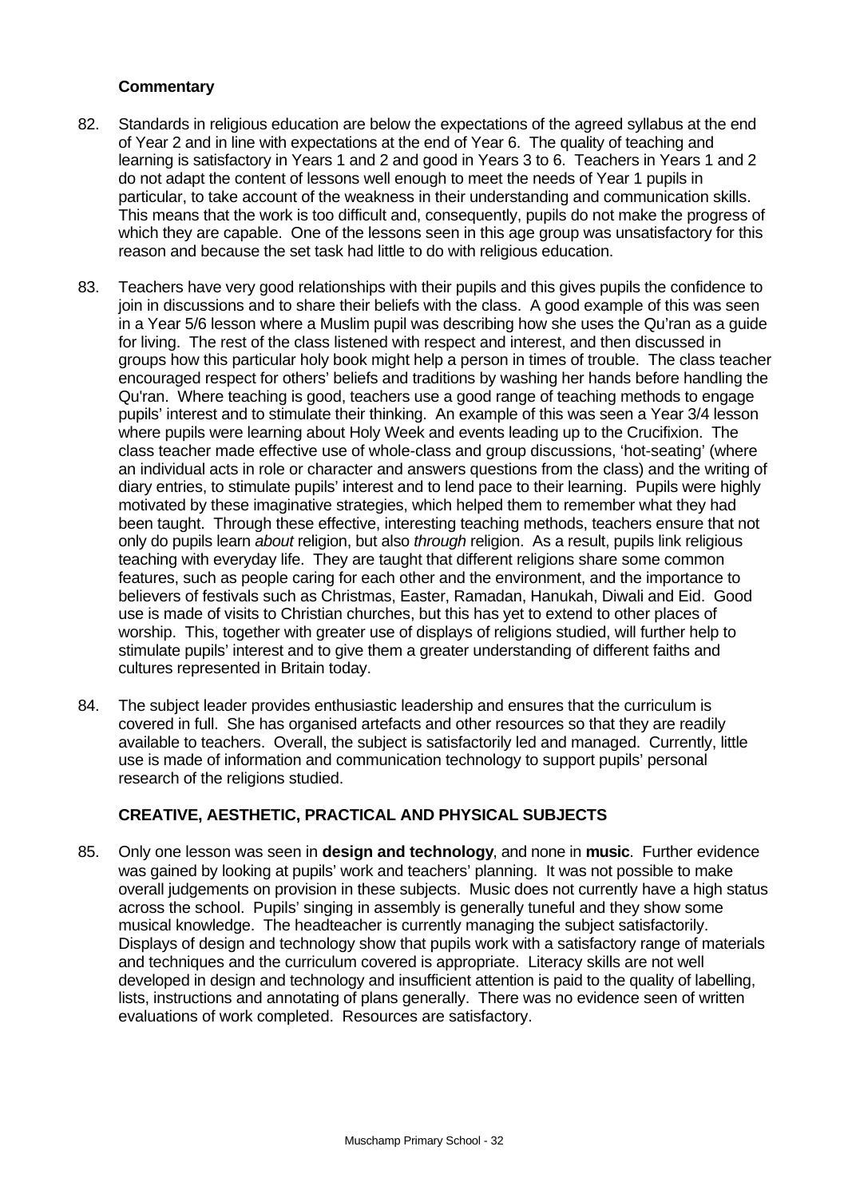**Commentary**

82. Standards in religious education are below the expectations of the agreed syllabus at the end of Year 2 and in line with expectations at the end of Year 6. The quality of teaching and learning is satisfactory in Years 1 and 2 and good in Years 3 to 6. Teachers in Years 1 and 2 do not adapt the content of lessons well enough to meet the needs of Year 1 pupils in particular, to take account of the weakness in their understanding and communication skills. This means that the work is too difficult and, consequently, pupils do not make the progress of which they are capable. One of the lessons seen in this age group was unsatisfactory for this reason and because the set task had little to do with religious education.

83. Teachers have very good relationships with their pupils and this gives pupils the confidence to join in discussions and to share their beliefs with the class. A good example of this was seen in a Year 5/6 lesson where a Muslim pupil was describing how she uses the Qu'ran as a guide for living. The rest of the class listened with respect and interest, and then discussed in groups how this particular holy book might help a person in times of trouble. The class teacher encouraged respect for others' beliefs and traditions by washing her hands before handling the Qu'ran. Where teaching is good, teachers use a good range of teaching methods to engage pupils' interest and to stimulate their thinking. An example of this was seen a Year 3/4 lesson where pupils were learning about Holy Week and events leading up to the Crucifixion. The class teacher made effective use of whole-class and group discussions, 'hot-seating' (where an individual acts in role or character and answers questions from the class) and the writing of diary entries, to stimulate pupils' interest and to lend pace to their learning. Pupils were highly motivated by these imaginative strategies, which helped them to remember what they had been taught. Through these effective, interesting teaching methods, teachers ensure that not only do pupils learn *about* religion, but also *through* religion. As a result, pupils link religious teaching with everyday life. They are taught that different religions share some common features, such as people caring for each other and the environment, and the importance to believers of festivals such as Christmas, Easter, Ramadan, Hanukah, Diwali and Eid. Good use is made of visits to Christian churches, but this has yet to extend to other places of worship. This, together with greater use of displays of religions studied, will further help to stimulate pupils' interest and to give them a greater understanding of different faiths and cultures represented in Britain today.

84. The subject leader provides enthusiastic leadership and ensures that the curriculum is covered in full. She has organised artefacts and other resources so that they are readily available to teachers. Overall, the subject is satisfactorily led and managed. Currently, little use is made of information and communication technology to support pupils' personal research of the religions studied.

## CREATIVE, AESTHETIC, PRACTICAL AND PHYSICAL SUBJECTS

85. Only one lesson was seen in **design and technology**, and none in **music**. Further evidence was gained by looking at pupils' work and teachers' planning. It was not possible to make overall judgements on provision in these subjects. Music does not currently have a high status across the school. Pupils' singing in assembly is generally tuneful and they show some musical knowledge. The headteacher is currently managing the subject satisfactorily. Displays of design and technology show that pupils work with a satisfactory range of materials and techniques and the curriculum covered is appropriate. Literacy skills are not well developed in design and technology and insufficient attention is paid to the quality of labelling, lists, instructions and annotating of plans generally. There was no evidence seen of written evaluations of work completed. Resources are satisfactory.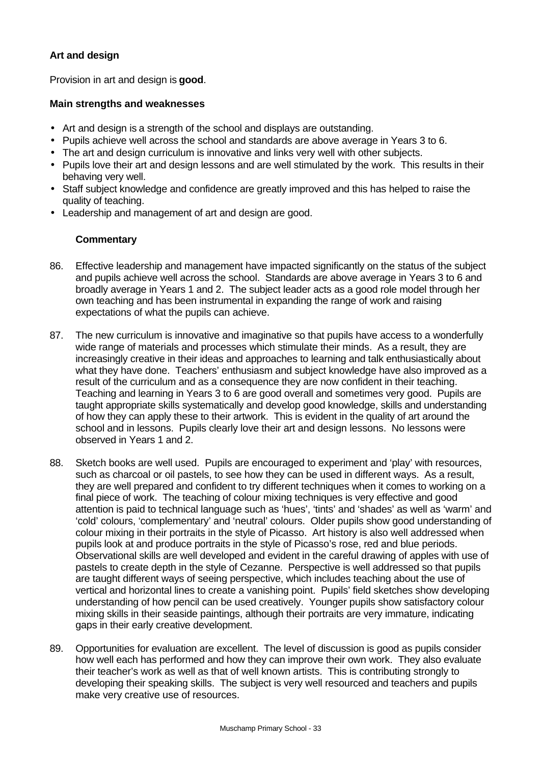### Art and design

Provision in art and design is **good**.

**Main strengths and weaknesses**

- Art and design is a strength of the school and displays are outstanding.
- Pupils achieve well across the school and standards are above average in Years 3 to 6.
- The art and design curriculum is innovative and links very well with other subjects.
- Pupils love their art and design lessons and are well stimulated by the work. This results in their behaving very well.
- Staff subject knowledge and confidence are greatly improved and this has helped to raise the quality of teaching.
- Leadership and management of art and design are good.

**Commentary**

86. Effective leadership and management have impacted significantly on the status of the subject and pupils achieve well across the school. Standards are above average in Years 3 to 6 and broadly average in Years 1 and 2. The subject leader acts as a good role model through her own teaching and has been instrumental in expanding the range of work and raising expectations of what the pupils can achieve.

87. The new curriculum is innovative and imaginative so that pupils have access to a wonderfully wide range of materials and processes which stimulate their minds. As a result, they are increasingly creative in their ideas and approaches to learning and talk enthusiastically about what they have done. Teachers' enthusiasm and subject knowledge have also improved as a result of the curriculum and as a consequence they are now confident in their teaching. Teaching and learning in Years 3 to 6 are good overall and sometimes very good. Pupils are taught appropriate skills systematically and develop good knowledge, skills and understanding of how they can apply these to their artwork. This is evident in the quality of art around the school and in lessons. Pupils clearly love their art and design lessons. No lessons were observed in Years 1 and 2.

88. Sketch books are well used. Pupils are encouraged to experiment and 'play' with resources, such as charcoal or oil pastels, to see how they can be used in different ways. As a result, they are well prepared and confident to try different techniques when it comes to working on a final piece of work. The teaching of colour mixing techniques is very effective and good attention is paid to technical language such as 'hues', 'tints' and 'shades' as well as 'warm' and 'cold' colours, 'complementary' and 'neutral' colours. Older pupils show good understanding of colour mixing in their portraits in the style of Picasso. Art history is also well addressed when pupils look at and produce portraits in the style of Picasso's rose, red and blue periods. Observational skills are well developed and evident in the careful drawing of apples with use of pastels to create depth in the style of Cezanne. Perspective is well addressed so that pupils are taught different ways of seeing perspective, which includes teaching about the use of vertical and horizontal lines to create a vanishing point. Pupils' field sketches show developing understanding of how pencil can be used creatively. Younger pupils show satisfactory colour mixing skills in their seaside paintings, although their portraits are very immature, indicating gaps in their early creative development.

89. Opportunities for evaluation are excellent. The level of discussion is good as pupils consider how well each has performed and how they can improve their own work. They also evaluate their teacher's work as well as that of well known artists. This is contributing strongly to developing their speaking skills. The subject is very well resourced and teachers and pupils make very creative use of resources.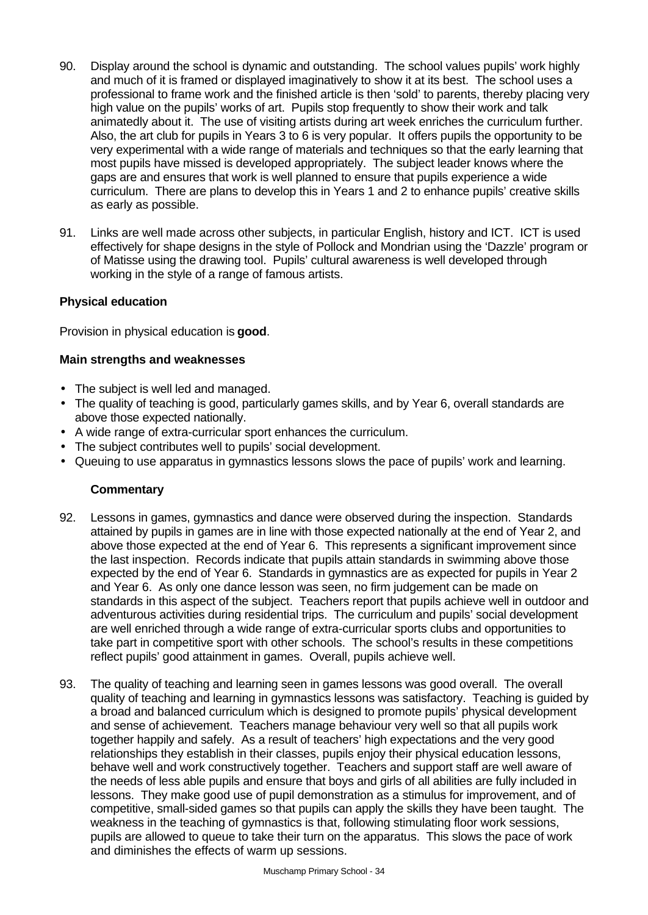90. Display around the school is dynamic and outstanding. The school values pupils' work highly and much of it is framed or displayed imaginatively to show it at its best. The school uses a professional to frame work and the finished article is then 'sold' to parents, thereby placing very high value on the pupils' works of art. Pupils stop frequently to show their work and talk animatedly about it. The use of visiting artists during art week enriches the curriculum further. Also, the art club for pupils in Years 3 to 6 is very popular. It offers pupils the opportunity to be very experimental with a wide range of materials and techniques so that the early learning that most pupils have missed is developed appropriately. The subject leader knows where the gaps are and ensures that work is well planned to ensure that pupils experience a wide curriculum. There are plans to develop this in Years 1 and 2 to enhance pupils' creative skills as early as possible.

91. Links are well made across other subjects, in particular English, history and ICT. ICT is used effectively for shape designs in the style of Pollock and Mondrian using the 'Dazzle' program or of Matisse using the drawing tool. Pupils' cultural awareness is well developed through working in the style of a range of famous artists.

**Physical education**

Provision in physical education is **good**.

**Main strengths and weaknesses**

- The subject is well led and managed.
- The quality of teaching is good, particularly games skills, and by Year 6, overall standards are above those expected nationally.
- A wide range of extra-curricular sport enhances the curriculum.
- The subject contributes well to pupils' social development.
- Queuing to use apparatus in gymnastics lessons slows the pace of pupils' work and learning.

**Commentary**

92. Lessons in games, gymnastics and dance were observed during the inspection. Standards attained by pupils in games are in line with those expected nationally at the end of Year 2, and above those expected at the end of Year 6. This represents a significant improvement since the last inspection. Records indicate that pupils attain standards in swimming above those expected by the end of Year 6. Standards in gymnastics are as expected for pupils in Year 2 and Year 6. As only one dance lesson was seen, no firm judgement can be made on standards in this aspect of the subject. Teachers report that pupils achieve well in outdoor and adventurous activities during residential trips. The curriculum and pupils' social development are well enriched through a wide range of extra-curricular sports clubs and opportunities to take part in competitive sport with other schools. The school's results in these competitions reflect pupils' good attainment in games. Overall, pupils achieve well.

93. The quality of teaching and learning seen in games lessons was good overall. The overall quality of teaching and learning in gymnastics lessons was satisfactory. Teaching is guided by a broad and balanced curriculum which is designed to promote pupils' physical development and sense of achievement. Teachers manage behaviour very well so that all pupils work together happily and safely. As a result of teachers' high expectations and the very good relationships they establish in their classes, pupils enjoy their physical education lessons, behave well and work constructively together. Teachers and support staff are well aware of the needs of less able pupils and ensure that boys and girls of all abilities are fully included in lessons. They make good use of pupil demonstration as a stimulus for improvement, and of competitive, small-sided games so that pupils can apply the skills they have been taught. The weakness in the teaching of gymnastics is that, following stimulating floor work sessions, pupils are allowed to queue to take their turn on the apparatus. This slows the pace of work and diminishes the effects of warm up sessions.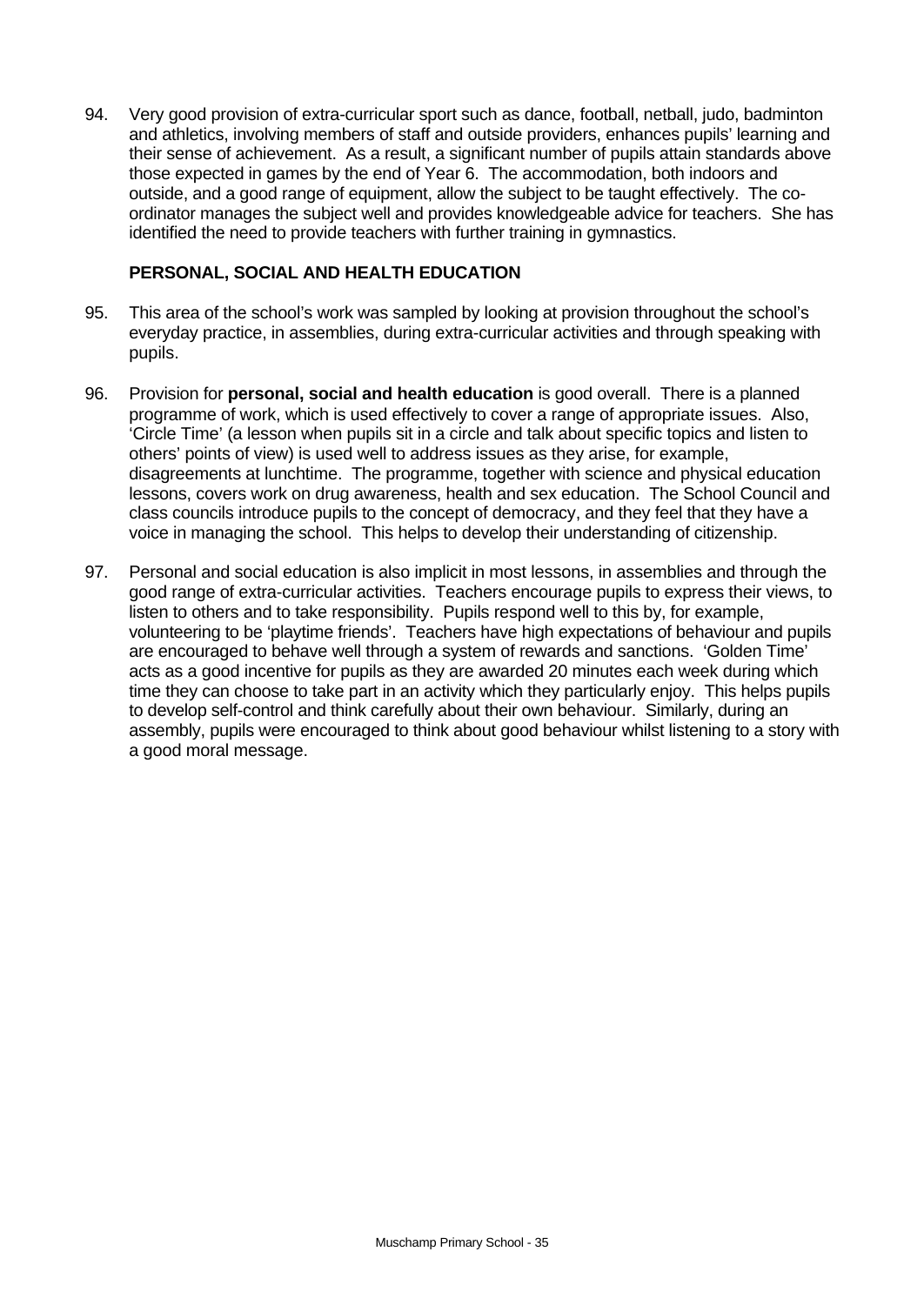94. Very good provision of extra-curricular sport such as dance, football, netball, judo, badminton and athletics, involving members of staff and outside providers, enhances pupils' learning and their sense of achievement. As a result, a significant number of pupils attain standards above those expected in games by the end of Year 6. The accommodation, both indoors and outside, and a good range of equipment, allow the subject to be taught effectively. The co-ordinator manages the subject well and provides knowledgeable advice for teachers. She has identified the need to provide teachers with further training in gymnastics.

### PERSONAL, SOCIAL AND HEALTH EDUCATION

95. This area of the school's work was sampled by looking at provision throughout the school's everyday practice, in assemblies, during extra-curricular activities and through speaking with pupils.

96. Provision for **personal, social and health education** is good overall. There is a planned programme of work, which is used effectively to cover a range of appropriate issues. Also, 'Circle Time' (a lesson when pupils sit in a circle and talk about specific topics and listen to others' points of view) is used well to address issues as they arise, for example, disagreements at lunchtime. The programme, together with science and physical education lessons, covers work on drug awareness, health and sex education. The School Council and class councils introduce pupils to the concept of democracy, and they feel that they have a voice in managing the school. This helps to develop their understanding of citizenship.

97. Personal and social education is also implicit in most lessons, in assemblies and through the good range of extra-curricular activities. Teachers encourage pupils to express their views, to listen to others and to take responsibility. Pupils respond well to this by, for example, volunteering to be 'playtime friends'. Teachers have high expectations of behaviour and pupils are encouraged to behave well through a system of rewards and sanctions. 'Golden Time' acts as a good incentive for pupils as they are awarded 20 minutes each week during which time they can choose to take part in an activity which they particularly enjoy. This helps pupils to develop self-control and think carefully about their own behaviour. Similarly, during an assembly, pupils were encouraged to think about good behaviour whilst listening to a story with a good moral message.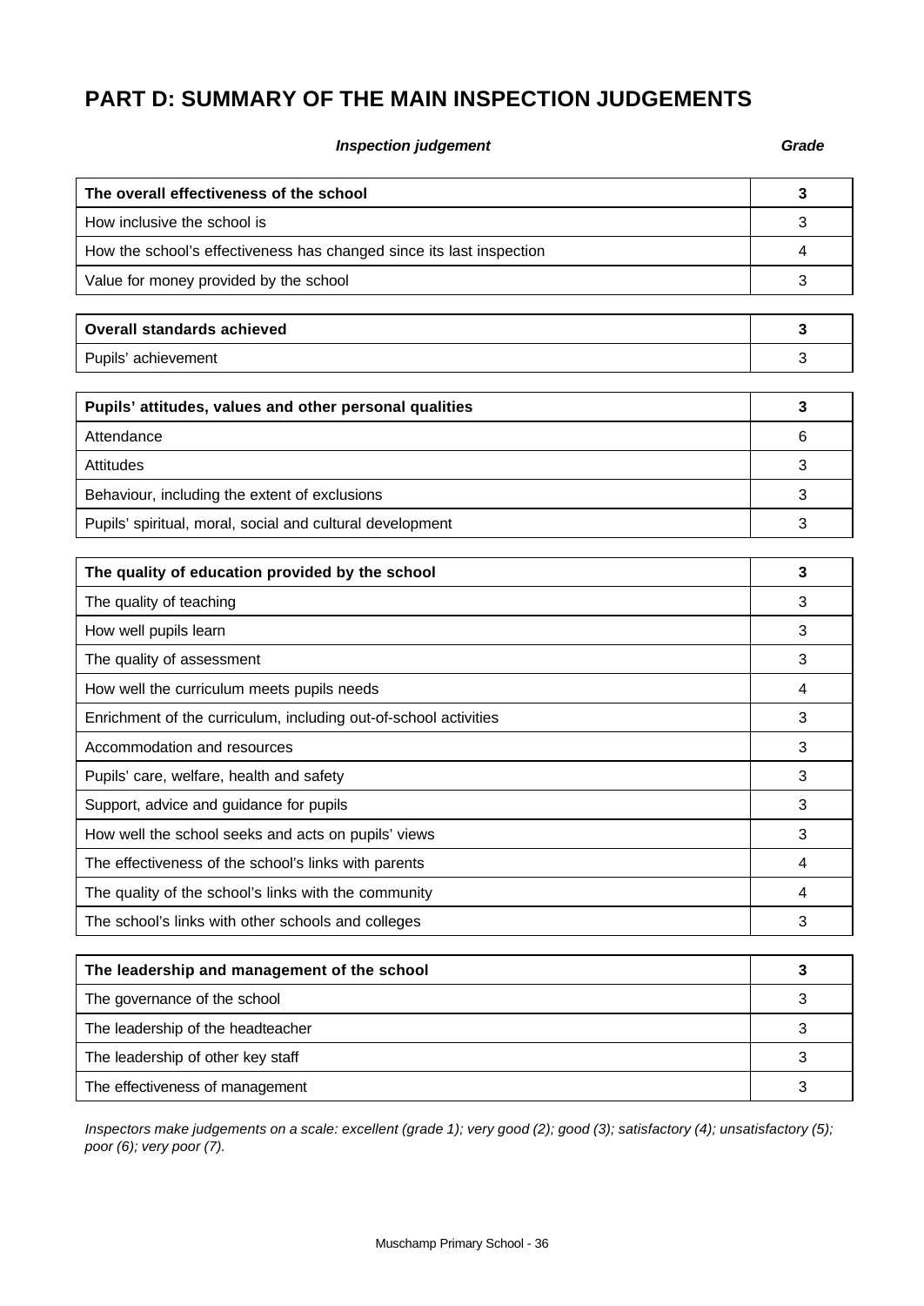# PART D: SUMMARY OF THE MAIN INSPECTION JUDGEMENTS

| *Inspection judgement* | *Grade* |
|---|---|
| **The overall effectiveness of the school** | **3** |
| How inclusive the school is | 3 |
| How the school's effectiveness has changed since its last inspection | 4 |
| Value for money provided by the school | 3 |
| **Overall standards achieved** | **3** |
| Pupils' achievement | 3 |
| **Pupils' attitudes, values and other personal qualities** | **3** |
| Attendance | 6 |
| Attitudes | 3 |
| Behaviour, including the extent of exclusions | 3 |
| Pupils' spiritual, moral, social and cultural development | 3 |
| **The quality of education provided by the school** | **3** |
| The quality of teaching | 3 |
| How well pupils learn | 3 |
| The quality of assessment | 3 |
| How well the curriculum meets pupils needs | 4 |
| Enrichment of the curriculum, including out-of-school activities | 3 |
| Accommodation and resources | 3 |
| Pupils' care, welfare, health and safety | 3 |
| Support, advice and guidance for pupils | 3 |
| How well the school seeks and acts on pupils' views | 3 |
| The effectiveness of the school's links with parents | 4 |
| The quality of the school's links with the community | 4 |
| The school's links with other schools and colleges | 3 |
| **The leadership and management of the school** | **3** |
| The governance of the school | 3 |
| The leadership of the headteacher | 3 |
| The leadership of other key staff | 3 |
| The effectiveness of management | 3 |

*Inspectors make judgements on a scale: excellent (grade 1); very good (2); good (3); satisfactory (4); unsatisfactory (5); poor (6); very poor (7).*